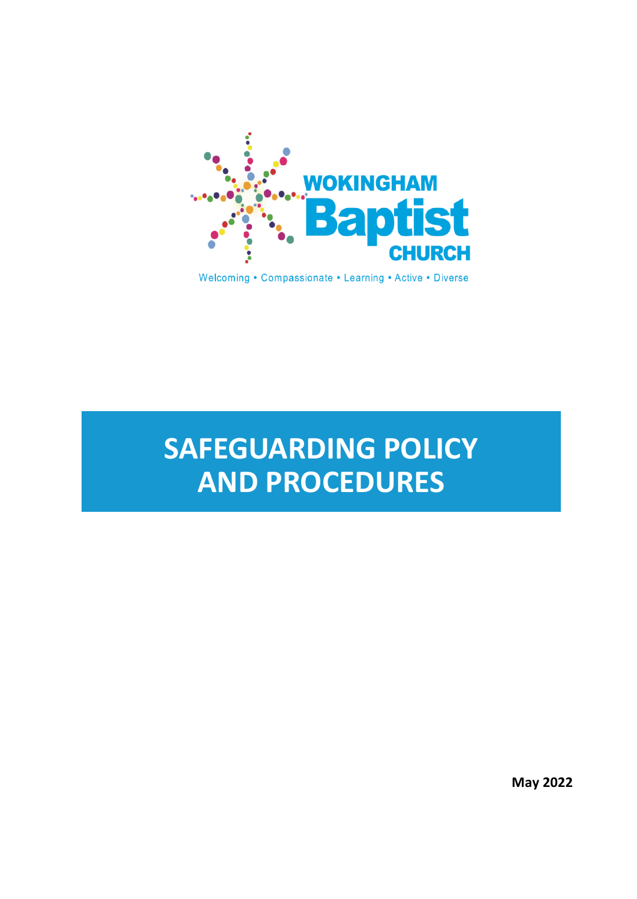WOKINGHAM Baptist CHURCH

Welcoming • Compassionate • Learning • Active • Diverse

# SAFEGUARDING POLICY AND PROCEDURES

**May 2022**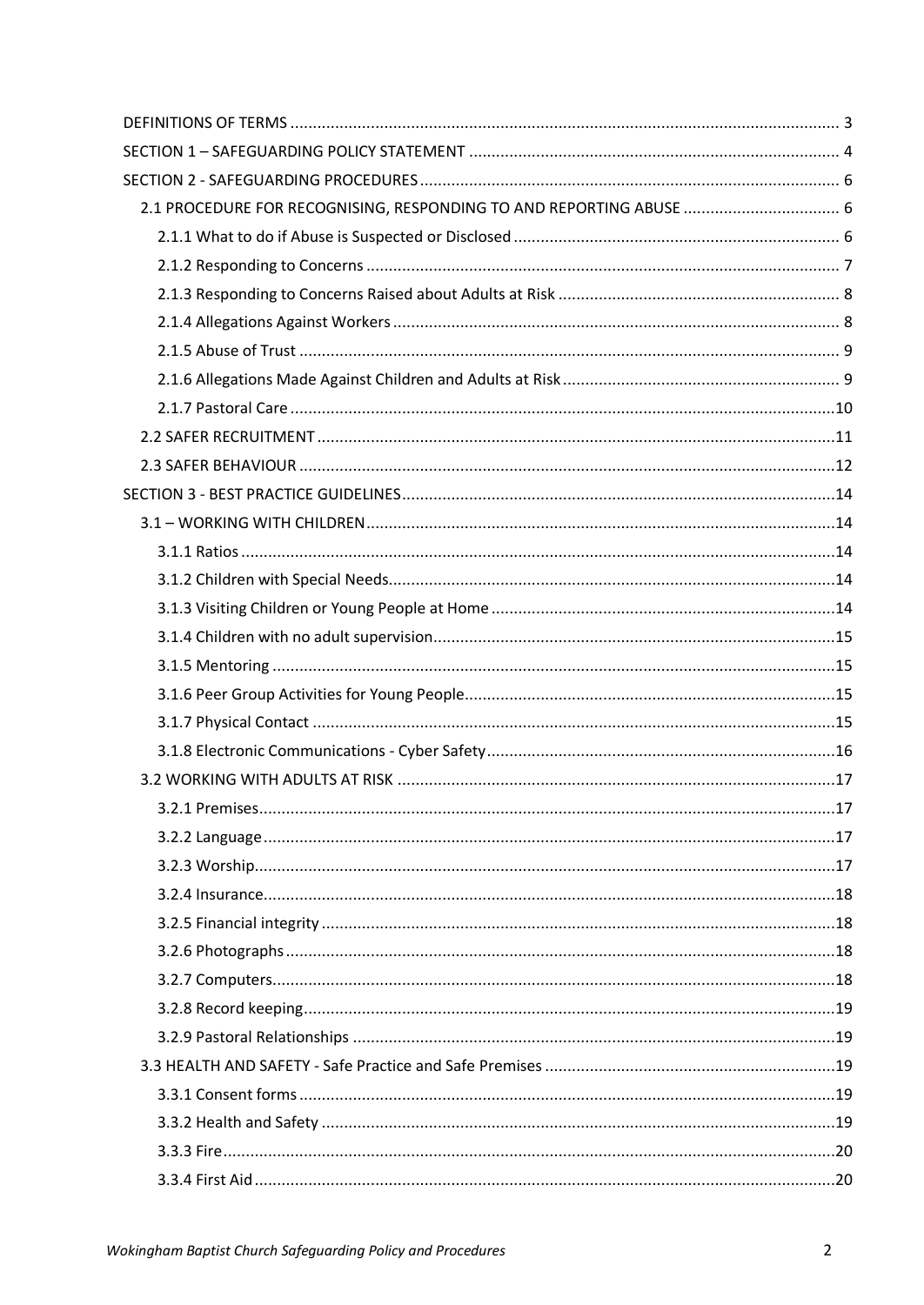DEFINITIONS OF TERMS ... 3

SECTION 1 – SAFEGUARDING POLICY STATEMENT ... 4

SECTION 2 - SAFEGUARDING PROCEDURES ... 6

- 2.1 PROCEDURE FOR RECOGNISING, RESPONDING TO AND REPORTING ABUSE ... 6
  - 2.1.1 What to do if Abuse is Suspected or Disclosed ... 6
  - 2.1.2 Responding to Concerns ... 7
  - 2.1.3 Responding to Concerns Raised about Adults at Risk ... 8
  - 2.1.4 Allegations Against Workers ... 8
  - 2.1.5 Abuse of Trust ... 9
  - 2.1.6 Allegations Made Against Children and Adults at Risk ... 9
  - 2.1.7 Pastoral Care ... 10
- 2.2 SAFER RECRUITMENT ... 11
- 2.3 SAFER BEHAVIOUR ... 12

SECTION 3 - BEST PRACTICE GUIDELINES ... 14

- 3.1 – WORKING WITH CHILDREN ... 14
  - 3.1.1 Ratios ... 14
  - 3.1.2 Children with Special Needs ... 14
  - 3.1.3 Visiting Children or Young People at Home ... 14
  - 3.1.4 Children with no adult supervision ... 15
  - 3.1.5 Mentoring ... 15
  - 3.1.6 Peer Group Activities for Young People ... 15
  - 3.1.7 Physical Contact ... 15
  - 3.1.8 Electronic Communications - Cyber Safety ... 16
- 3.2 WORKING WITH ADULTS AT RISK ... 17
  - 3.2.1 Premises ... 17
  - 3.2.2 Language ... 17
  - 3.2.3 Worship ... 17
  - 3.2.4 Insurance ... 18
  - 3.2.5 Financial integrity ... 18
  - 3.2.6 Photographs ... 18
  - 3.2.7 Computers ... 18
  - 3.2.8 Record keeping ... 19
  - 3.2.9 Pastoral Relationships ... 19
- 3.3 HEALTH AND SAFETY - Safe Practice and Safe Premises ... 19
  - 3.3.1 Consent forms ... 19
  - 3.3.2 Health and Safety ... 19
  - 3.3.3 Fire ... 20
  - 3.3.4 First Aid ... 20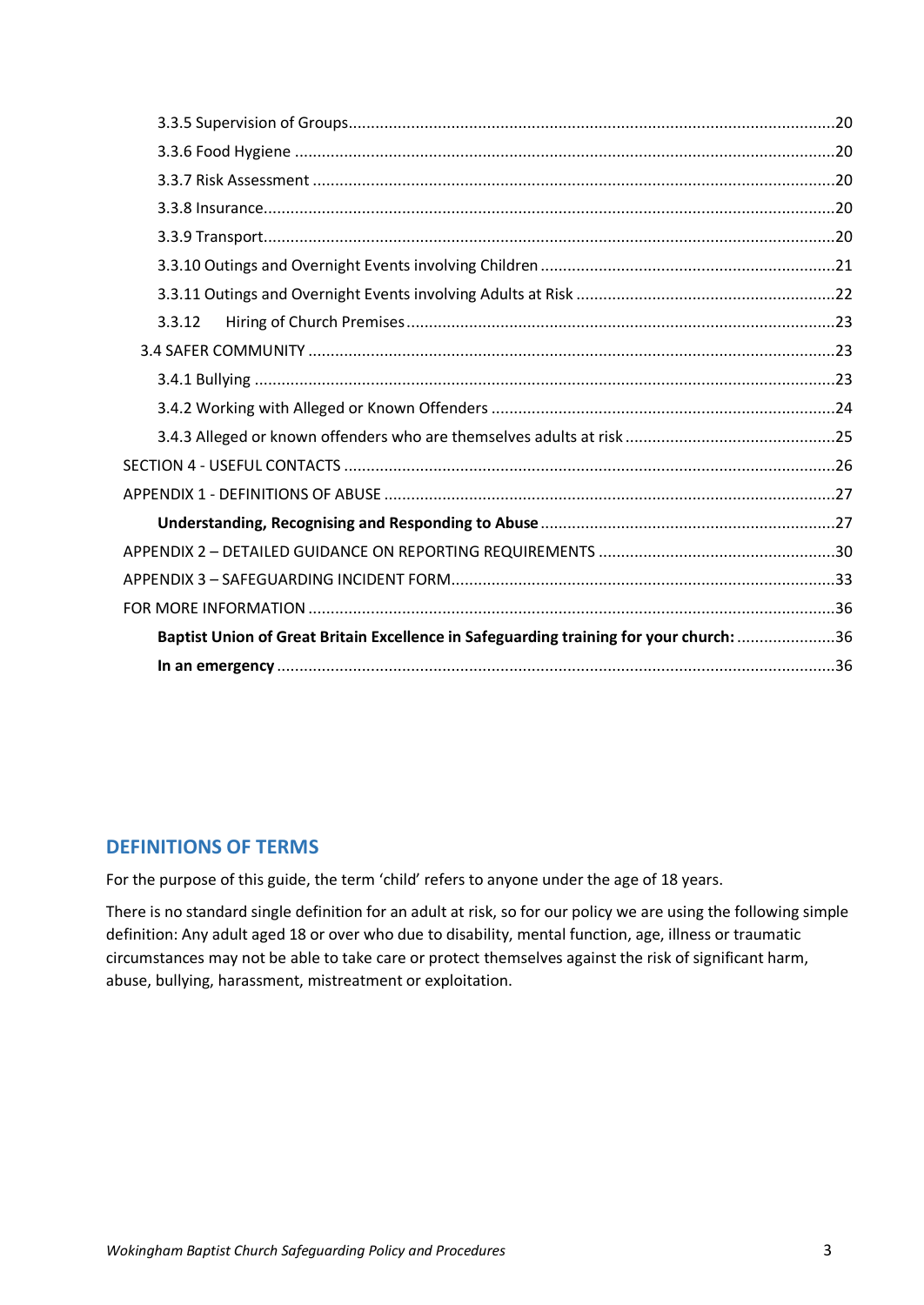3.3.5 Supervision of Groups ............................................................................................................20

3.3.6 Food Hygiene ........................................................................................................................20

3.3.7 Risk Assessment ....................................................................................................................20

3.3.8 Insurance...............................................................................................................................20

3.3.9 Transport...............................................................................................................................20

3.3.10 Outings and Overnight Events involving Children ..................................................................21

3.3.11 Outings and Overnight Events involving Adults at Risk ..........................................................22

3.3.12 Hiring of Church Premises ..............................................................................................23

3.4 SAFER COMMUNITY .....................................................................................................................23

3.4.1 Bullying .................................................................................................................................23

3.4.2 Working with Alleged or Known Offenders .............................................................................24

3.4.3 Alleged or known offenders who are themselves adults at risk ...............................................25

SECTION 4 - USEFUL CONTACTS .............................................................................................................26

APPENDIX 1 - DEFINITIONS OF ABUSE .....................................................................................................27

**Understanding, Recognising and Responding to Abuse** .................................................................27

APPENDIX 2 – DETAILED GUIDANCE ON REPORTING REQUIREMENTS .....................................................30

APPENDIX 3 – SAFEGUARDING INCIDENT FORM......................................................................................33

FOR MORE INFORMATION .....................................................................................................................36

**Baptist Union of Great Britain Excellence in Safeguarding training for your church:** ......................36

**In an emergency** ............................................................................................................................36

## DEFINITIONS OF TERMS

For the purpose of this guide, the term 'child' refers to anyone under the age of 18 years.

There is no standard single definition for an adult at risk, so for our policy we are using the following simple definition: Any adult aged 18 or over who due to disability, mental function, age, illness or traumatic circumstances may not be able to take care or protect themselves against the risk of significant harm, abuse, bullying, harassment, mistreatment or exploitation.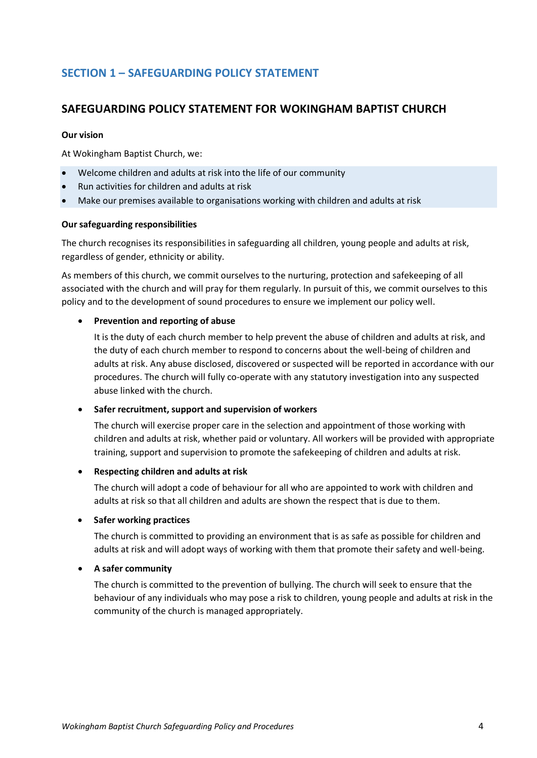## SECTION 1 – SAFEGUARDING POLICY STATEMENT

## SAFEGUARDING POLICY STATEMENT FOR WOKINGHAM BAPTIST CHURCH

**Our vision**

At Wokingham Baptist Church, we:

- Welcome children and adults at risk into the life of our community
- Run activities for children and adults at risk
- Make our premises available to organisations working with children and adults at risk

**Our safeguarding responsibilities**

The church recognises its responsibilities in safeguarding all children, young people and adults at risk, regardless of gender, ethnicity or ability.

As members of this church, we commit ourselves to the nurturing, protection and safekeeping of all associated with the church and will pray for them regularly. In pursuit of this, we commit ourselves to this policy and to the development of sound procedures to ensure we implement our policy well.

- **Prevention and reporting of abuse**

  It is the duty of each church member to help prevent the abuse of children and adults at risk, and the duty of each church member to respond to concerns about the well-being of children and adults at risk. Any abuse disclosed, discovered or suspected will be reported in accordance with our procedures. The church will fully co-operate with any statutory investigation into any suspected abuse linked with the church.

- **Safer recruitment, support and supervision of workers**

  The church will exercise proper care in the selection and appointment of those working with children and adults at risk, whether paid or voluntary. All workers will be provided with appropriate training, support and supervision to promote the safekeeping of children and adults at risk.

- **Respecting children and adults at risk**

  The church will adopt a code of behaviour for all who are appointed to work with children and adults at risk so that all children and adults are shown the respect that is due to them.

- **Safer working practices**

  The church is committed to providing an environment that is as safe as possible for children and adults at risk and will adopt ways of working with them that promote their safety and well-being.

- **A safer community**

  The church is committed to the prevention of bullying. The church will seek to ensure that the behaviour of any individuals who may pose a risk to children, young people and adults at risk in the community of the church is managed appropriately.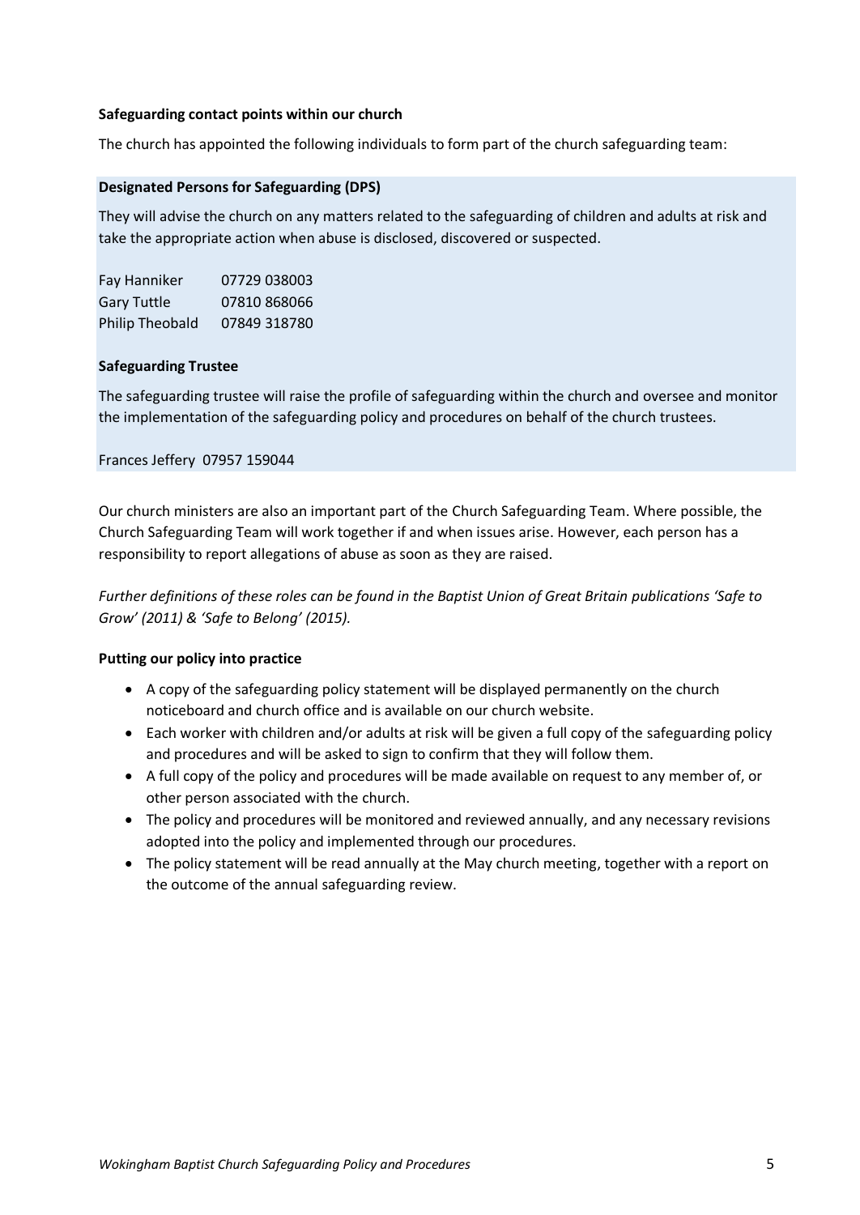**Safeguarding contact points within our church**

The church has appointed the following individuals to form part of the church safeguarding team:

**Designated Persons for Safeguarding (DPS)**

They will advise the church on any matters related to the safeguarding of children and adults at risk and take the appropriate action when abuse is disclosed, discovered or suspected.

| | |
|---|---|
| Fay Hanniker | 07729 038003 |
| Gary Tuttle | 07810 868066 |
| Philip Theobald | 07849 318780 |

**Safeguarding Trustee**

The safeguarding trustee will raise the profile of safeguarding within the church and oversee and monitor the implementation of the safeguarding policy and procedures on behalf of the church trustees.

Frances Jeffery 07957 159044

Our church ministers are also an important part of the Church Safeguarding Team. Where possible, the Church Safeguarding Team will work together if and when issues arise. However, each person has a responsibility to report allegations of abuse as soon as they are raised.

*Further definitions of these roles can be found in the Baptist Union of Great Britain publications 'Safe to Grow' (2011) & 'Safe to Belong' (2015).*

**Putting our policy into practice**

- A copy of the safeguarding policy statement will be displayed permanently on the church noticeboard and church office and is available on our church website.
- Each worker with children and/or adults at risk will be given a full copy of the safeguarding policy and procedures and will be asked to sign to confirm that they will follow them.
- A full copy of the policy and procedures will be made available on request to any member of, or other person associated with the church.
- The policy and procedures will be monitored and reviewed annually, and any necessary revisions adopted into the policy and implemented through our procedures.
- The policy statement will be read annually at the May church meeting, together with a report on the outcome of the annual safeguarding review.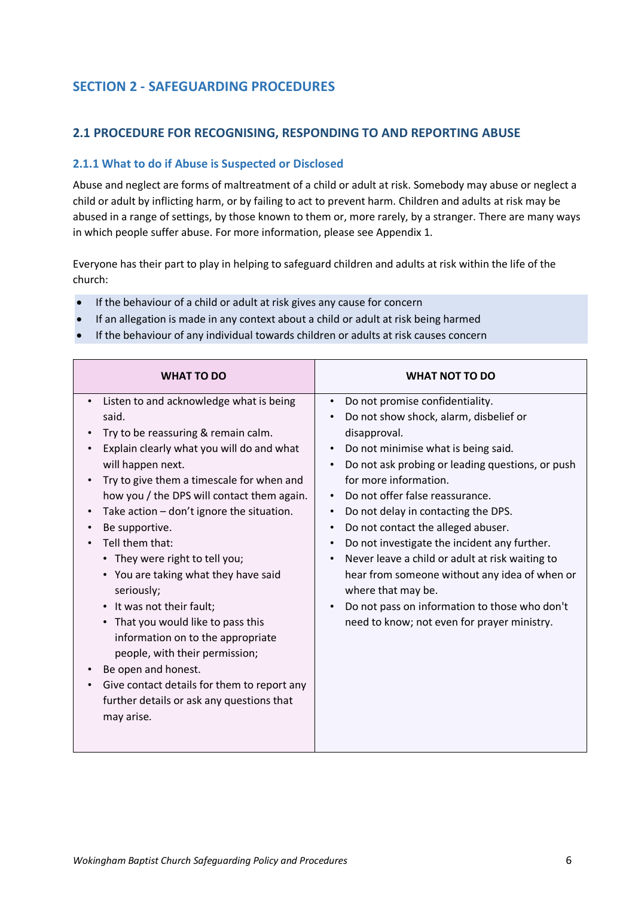## SECTION 2 - SAFEGUARDING PROCEDURES

### 2.1 PROCEDURE FOR RECOGNISING, RESPONDING TO AND REPORTING ABUSE

#### 2.1.1 What to do if Abuse is Suspected or Disclosed

Abuse and neglect are forms of maltreatment of a child or adult at risk. Somebody may abuse or neglect a child or adult by inflicting harm, or by failing to act to prevent harm. Children and adults at risk may be abused in a range of settings, by those known to them or, more rarely, by a stranger. There are many ways in which people suffer abuse. For more information, please see Appendix 1.

Everyone has their part to play in helping to safeguard children and adults at risk within the life of the church:

- If the behaviour of a child or adult at risk gives any cause for concern
- If an allegation is made in any context about a child or adult at risk being harmed
- If the behaviour of any individual towards children or adults at risk causes concern

| WHAT TO DO | WHAT NOT TO DO |
|---|---|
| • Listen to and acknowledge what is being said.<br>• Try to be reassuring & remain calm.<br>• Explain clearly what you will do and what will happen next.<br>• Try to give them a timescale for when and how you / the DPS will contact them again.<br>• Take action – don't ignore the situation.<br>• Be supportive.<br>• Tell them that:<br>&nbsp;&nbsp;• They were right to tell you;<br>&nbsp;&nbsp;• You are taking what they have said seriously;<br>&nbsp;&nbsp;• It was not their fault;<br>&nbsp;&nbsp;• That you would like to pass this information on to the appropriate people, with their permission;<br>• Be open and honest.<br>• Give contact details for them to report any further details or ask any questions that may arise. | • Do not promise confidentiality.<br>• Do not show shock, alarm, disbelief or disapproval.<br>• Do not minimise what is being said.<br>• Do not ask probing or leading questions, or push for more information.<br>• Do not offer false reassurance.<br>• Do not delay in contacting the DPS.<br>• Do not contact the alleged abuser.<br>• Do not investigate the incident any further.<br>• Never leave a child or adult at risk waiting to hear from someone without any idea of when or where that may be.<br>• Do not pass on information to those who don't need to know; not even for prayer ministry. |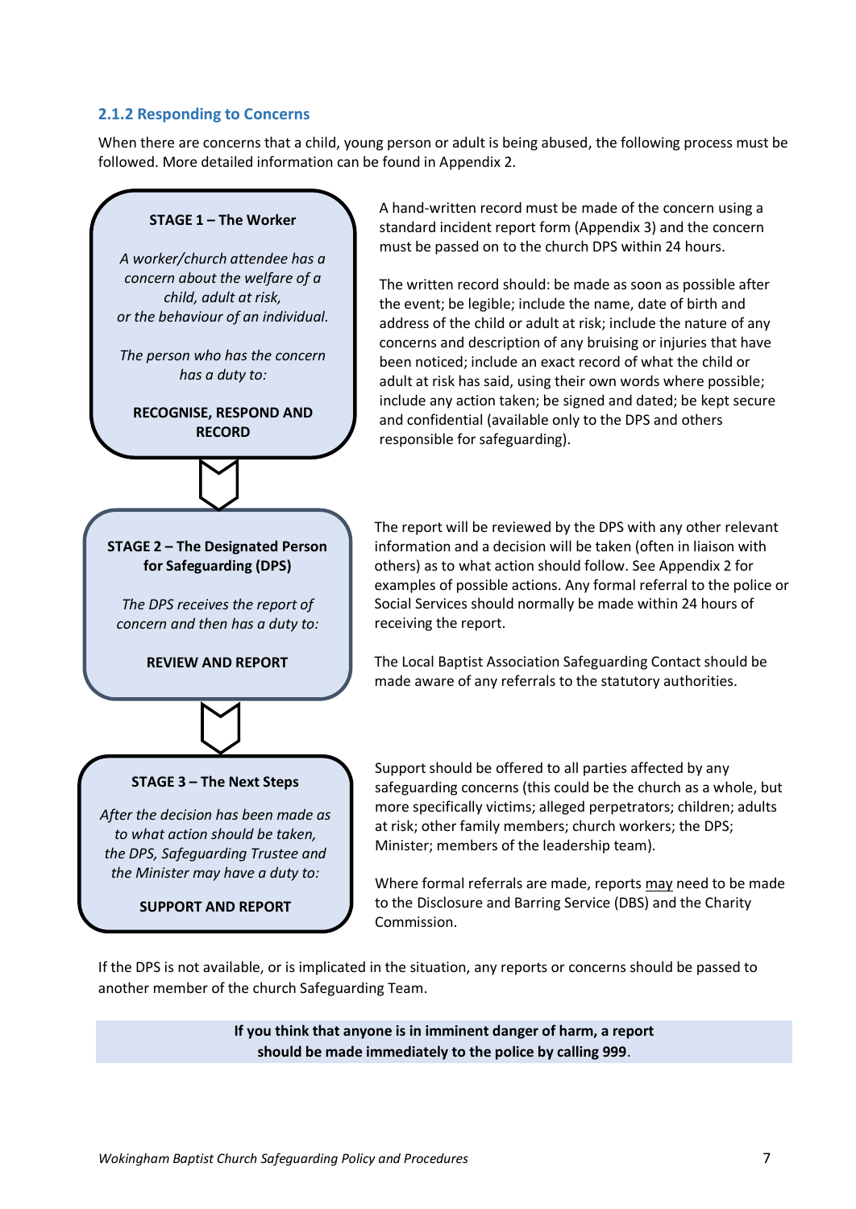### 2.1.2 Responding to Concerns

When there are concerns that a child, young person or adult is being abused, the following process must be followed. More detailed information can be found in Appendix 2.

**STAGE 1 – The Worker**

*A worker/church attendee has a concern about the welfare of a child, adult at risk, or the behaviour of an individual.*

*The person who has the concern has a duty to:*

**RECOGNISE, RESPOND AND RECORD**

A hand-written record must be made of the concern using a standard incident report form (Appendix 3) and the concern must be passed on to the church DPS within 24 hours.

The written record should: be made as soon as possible after the event; be legible; include the name, date of birth and address of the child or adult at risk; include the nature of any concerns and description of any bruising or injuries that have been noticed; include an exact record of what the child or adult at risk has said, using their own words where possible; include any action taken; be signed and dated; be kept secure and confidential (available only to the DPS and others responsible for safeguarding).

**STAGE 2 – The Designated Person for Safeguarding (DPS)**

*The DPS receives the report of concern and then has a duty to:*

**REVIEW AND REPORT**

The report will be reviewed by the DPS with any other relevant information and a decision will be taken (often in liaison with others) as to what action should follow. See Appendix 2 for examples of possible actions. Any formal referral to the police or Social Services should normally be made within 24 hours of receiving the report.

The Local Baptist Association Safeguarding Contact should be made aware of any referrals to the statutory authorities.

**STAGE 3 – The Next Steps**

*After the decision has been made as to what action should be taken, the DPS, Safeguarding Trustee and the Minister may have a duty to:*

**SUPPORT AND REPORT**

Support should be offered to all parties affected by any safeguarding concerns (this could be the church as a whole, but more specifically victims; alleged perpetrators; children; adults at risk; other family members; church workers; the DPS; Minister; members of the leadership team).

Where formal referrals are made, reports may need to be made to the Disclosure and Barring Service (DBS) and the Charity Commission.

If the DPS is not available, or is implicated in the situation, any reports or concerns should be passed to another member of the church Safeguarding Team.

**If you think that anyone is in imminent danger of harm, a report should be made immediately to the police by calling 999**.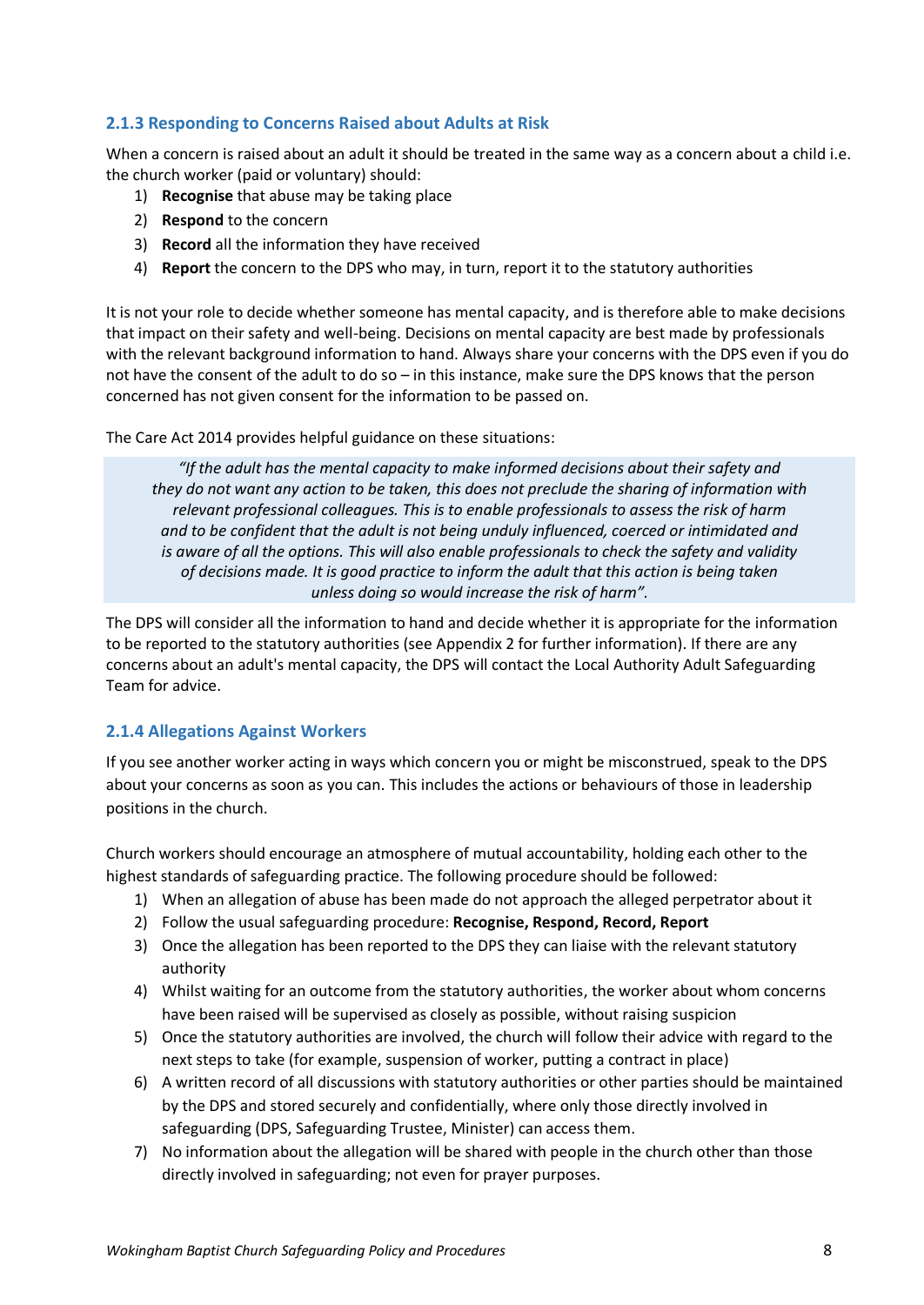### 2.1.3 Responding to Concerns Raised about Adults at Risk

When a concern is raised about an adult it should be treated in the same way as a concern about a child i.e. the church worker (paid or voluntary) should:

1) **Recognise** that abuse may be taking place
2) **Respond** to the concern
3) **Record** all the information they have received
4) **Report** the concern to the DPS who may, in turn, report it to the statutory authorities

It is not your role to decide whether someone has mental capacity, and is therefore able to make decisions that impact on their safety and well-being. Decisions on mental capacity are best made by professionals with the relevant background information to hand. Always share your concerns with the DPS even if you do not have the consent of the adult to do so – in this instance, make sure the DPS knows that the person concerned has not given consent for the information to be passed on.

The Care Act 2014 provides helpful guidance on these situations:

> *"If the adult has the mental capacity to make informed decisions about their safety and they do not want any action to be taken, this does not preclude the sharing of information with relevant professional colleagues. This is to enable professionals to assess the risk of harm and to be confident that the adult is not being unduly influenced, coerced or intimidated and is aware of all the options. This will also enable professionals to check the safety and validity of decisions made. It is good practice to inform the adult that this action is being taken unless doing so would increase the risk of harm".*

The DPS will consider all the information to hand and decide whether it is appropriate for the information to be reported to the statutory authorities (see Appendix 2 for further information). If there are any concerns about an adult's mental capacity, the DPS will contact the Local Authority Adult Safeguarding Team for advice.

### 2.1.4 Allegations Against Workers

If you see another worker acting in ways which concern you or might be misconstrued, speak to the DPS about your concerns as soon as you can. This includes the actions or behaviours of those in leadership positions in the church.

Church workers should encourage an atmosphere of mutual accountability, holding each other to the highest standards of safeguarding practice. The following procedure should be followed:

1) When an allegation of abuse has been made do not approach the alleged perpetrator about it
2) Follow the usual safeguarding procedure: **Recognise, Respond, Record, Report**
3) Once the allegation has been reported to the DPS they can liaise with the relevant statutory authority
4) Whilst waiting for an outcome from the statutory authorities, the worker about whom concerns have been raised will be supervised as closely as possible, without raising suspicion
5) Once the statutory authorities are involved, the church will follow their advice with regard to the next steps to take (for example, suspension of worker, putting a contract in place)
6) A written record of all discussions with statutory authorities or other parties should be maintained by the DPS and stored securely and confidentially, where only those directly involved in safeguarding (DPS, Safeguarding Trustee, Minister) can access them.
7) No information about the allegation will be shared with people in the church other than those directly involved in safeguarding; not even for prayer purposes.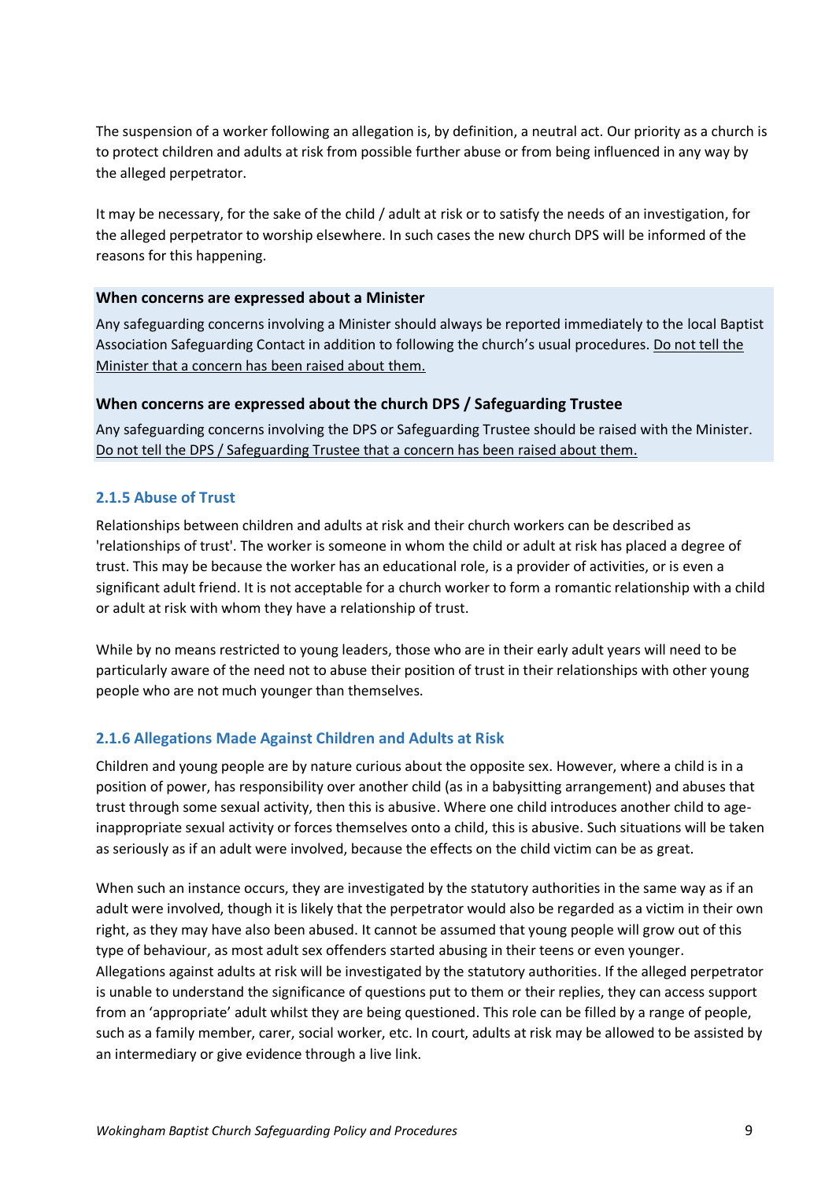The suspension of a worker following an allegation is, by definition, a neutral act. Our priority as a church is to protect children and adults at risk from possible further abuse or from being influenced in any way by the alleged perpetrator.

It may be necessary, for the sake of the child / adult at risk or to satisfy the needs of an investigation, for the alleged perpetrator to worship elsewhere. In such cases the new church DPS will be informed of the reasons for this happening.

**When concerns are expressed about a Minister**

Any safeguarding concerns involving a Minister should always be reported immediately to the local Baptist Association Safeguarding Contact in addition to following the church's usual procedures. <u>Do not tell the Minister that a concern has been raised about them.</u>

**When concerns are expressed about the church DPS / Safeguarding Trustee**

Any safeguarding concerns involving the DPS or Safeguarding Trustee should be raised with the Minister. <u>Do not tell the DPS / Safeguarding Trustee that a concern has been raised about them.</u>

### 2.1.5 Abuse of Trust

Relationships between children and adults at risk and their church workers can be described as 'relationships of trust'. The worker is someone in whom the child or adult at risk has placed a degree of trust. This may be because the worker has an educational role, is a provider of activities, or is even a significant adult friend. It is not acceptable for a church worker to form a romantic relationship with a child or adult at risk with whom they have a relationship of trust.

While by no means restricted to young leaders, those who are in their early adult years will need to be particularly aware of the need not to abuse their position of trust in their relationships with other young people who are not much younger than themselves.

### 2.1.6 Allegations Made Against Children and Adults at Risk

Children and young people are by nature curious about the opposite sex. However, where a child is in a position of power, has responsibility over another child (as in a babysitting arrangement) and abuses that trust through some sexual activity, then this is abusive. Where one child introduces another child to age-inappropriate sexual activity or forces themselves onto a child, this is abusive. Such situations will be taken as seriously as if an adult were involved, because the effects on the child victim can be as great.

When such an instance occurs, they are investigated by the statutory authorities in the same way as if an adult were involved, though it is likely that the perpetrator would also be regarded as a victim in their own right, as they may have also been abused. It cannot be assumed that young people will grow out of this type of behaviour, as most adult sex offenders started abusing in their teens or even younger.
Allegations against adults at risk will be investigated by the statutory authorities. If the alleged perpetrator is unable to understand the significance of questions put to them or their replies, they can access support from an 'appropriate' adult whilst they are being questioned. This role can be filled by a range of people, such as a family member, carer, social worker, etc. In court, adults at risk may be allowed to be assisted by an intermediary or give evidence through a live link.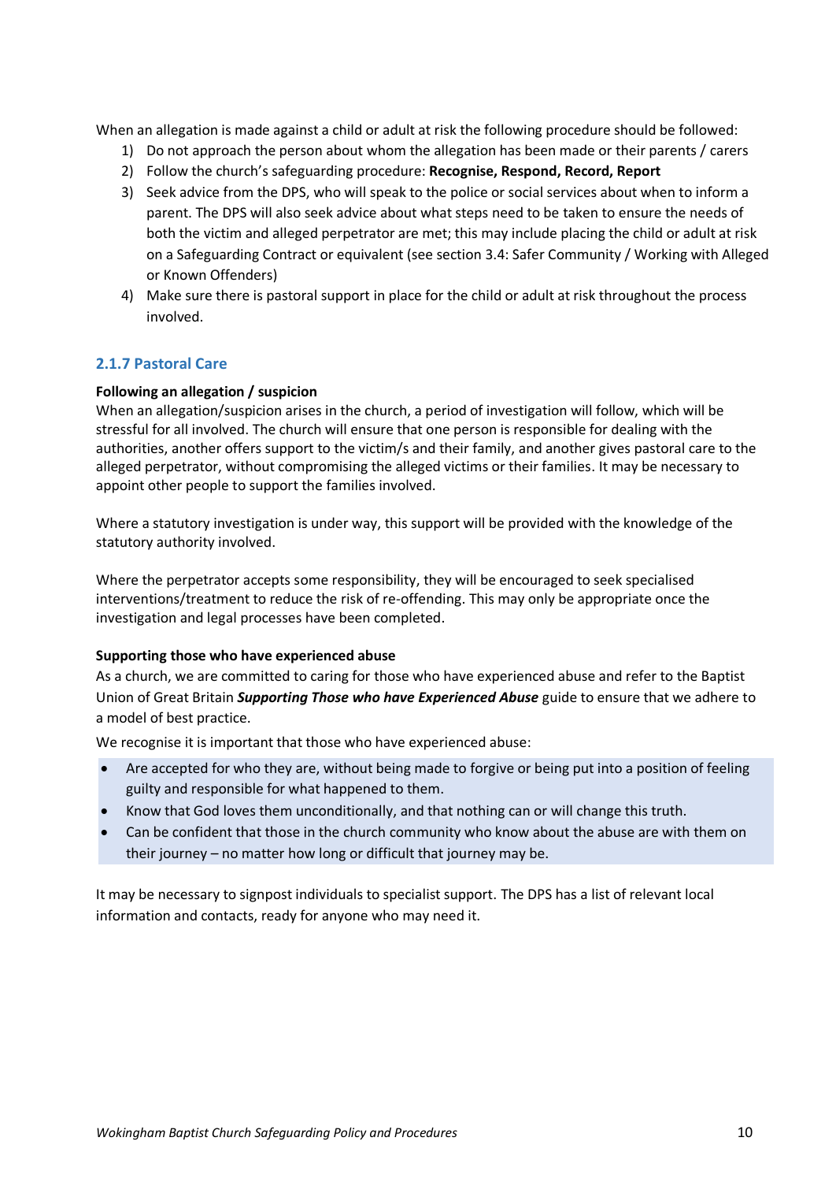When an allegation is made against a child or adult at risk the following procedure should be followed:

1) Do not approach the person about whom the allegation has been made or their parents / carers
2) Follow the church's safeguarding procedure: **Recognise, Respond, Record, Report**
3) Seek advice from the DPS, who will speak to the police or social services about when to inform a parent. The DPS will also seek advice about what steps need to be taken to ensure the needs of both the victim and alleged perpetrator are met; this may include placing the child or adult at risk on a Safeguarding Contract or equivalent (see section 3.4: Safer Community / Working with Alleged or Known Offenders)
4) Make sure there is pastoral support in place for the child or adult at risk throughout the process involved.

### 2.1.7 Pastoral Care

**Following an allegation / suspicion**

When an allegation/suspicion arises in the church, a period of investigation will follow, which will be stressful for all involved. The church will ensure that one person is responsible for dealing with the authorities, another offers support to the victim/s and their family, and another gives pastoral care to the alleged perpetrator, without compromising the alleged victims or their families. It may be necessary to appoint other people to support the families involved.

Where a statutory investigation is under way, this support will be provided with the knowledge of the statutory authority involved.

Where the perpetrator accepts some responsibility, they will be encouraged to seek specialised interventions/treatment to reduce the risk of re-offending. This may only be appropriate once the investigation and legal processes have been completed.

**Supporting those who have experienced abuse**

As a church, we are committed to caring for those who have experienced abuse and refer to the Baptist Union of Great Britain ***Supporting Those who have Experienced Abuse*** guide to ensure that we adhere to a model of best practice.

We recognise it is important that those who have experienced abuse:

- Are accepted for who they are, without being made to forgive or being put into a position of feeling guilty and responsible for what happened to them.
- Know that God loves them unconditionally, and that nothing can or will change this truth.
- Can be confident that those in the church community who know about the abuse are with them on their journey – no matter how long or difficult that journey may be.

It may be necessary to signpost individuals to specialist support. The DPS has a list of relevant local information and contacts, ready for anyone who may need it.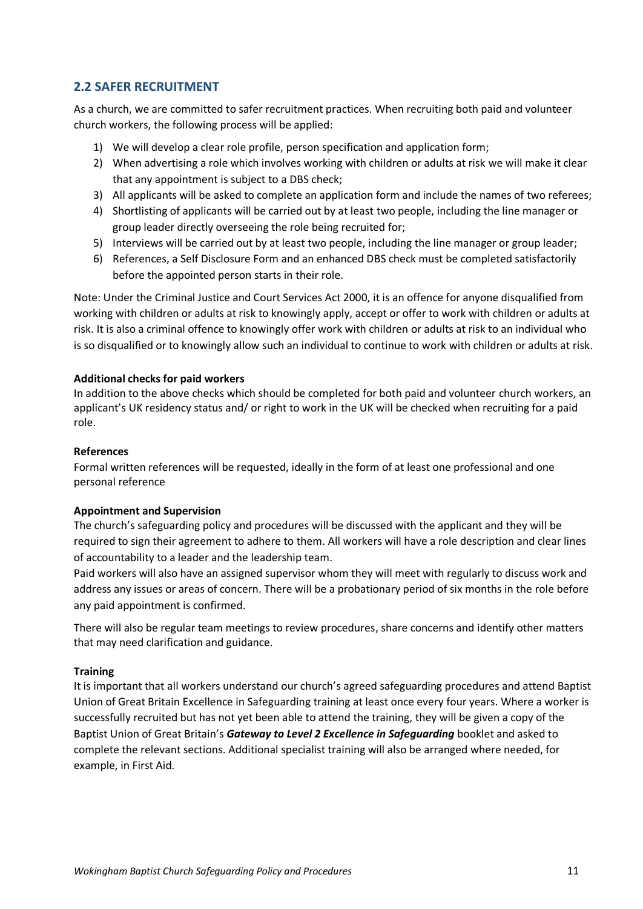## 2.2 SAFER RECRUITMENT

As a church, we are committed to safer recruitment practices. When recruiting both paid and volunteer church workers, the following process will be applied:

1) We will develop a clear role profile, person specification and application form;
2) When advertising a role which involves working with children or adults at risk we will make it clear that any appointment is subject to a DBS check;
3) All applicants will be asked to complete an application form and include the names of two referees;
4) Shortlisting of applicants will be carried out by at least two people, including the line manager or group leader directly overseeing the role being recruited for;
5) Interviews will be carried out by at least two people, including the line manager or group leader;
6) References, a Self Disclosure Form and an enhanced DBS check must be completed satisfactorily before the appointed person starts in their role.

Note: Under the Criminal Justice and Court Services Act 2000, it is an offence for anyone disqualified from working with children or adults at risk to knowingly apply, accept or offer to work with children or adults at risk. It is also a criminal offence to knowingly offer work with children or adults at risk to an individual who is so disqualified or to knowingly allow such an individual to continue to work with children or adults at risk.

**Additional checks for paid workers**

In addition to the above checks which should be completed for both paid and volunteer church workers, an applicant's UK residency status and/ or right to work in the UK will be checked when recruiting for a paid role.

**References**

Formal written references will be requested, ideally in the form of at least one professional and one personal reference

**Appointment and Supervision**

The church's safeguarding policy and procedures will be discussed with the applicant and they will be required to sign their agreement to adhere to them. All workers will have a role description and clear lines of accountability to a leader and the leadership team.

Paid workers will also have an assigned supervisor whom they will meet with regularly to discuss work and address any issues or areas of concern. There will be a probationary period of six months in the role before any paid appointment is confirmed.

There will also be regular team meetings to review procedures, share concerns and identify other matters that may need clarification and guidance.

**Training**

It is important that all workers understand our church's agreed safeguarding procedures and attend Baptist Union of Great Britain Excellence in Safeguarding training at least once every four years. Where a worker is successfully recruited but has not yet been able to attend the training, they will be given a copy of the Baptist Union of Great Britain's ***Gateway to Level 2 Excellence in Safeguarding*** booklet and asked to complete the relevant sections. Additional specialist training will also be arranged where needed, for example, in First Aid.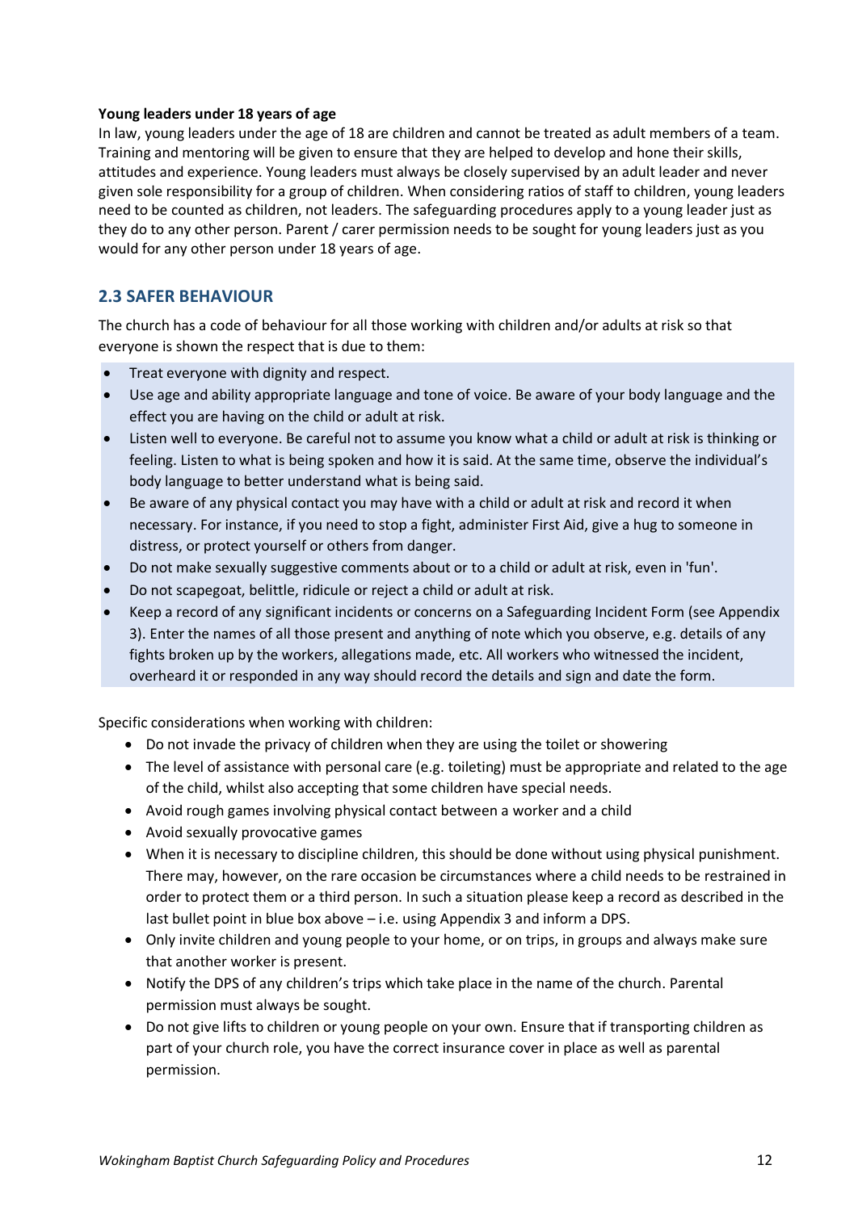**Young leaders under 18 years of age**

In law, young leaders under the age of 18 are children and cannot be treated as adult members of a team. Training and mentoring will be given to ensure that they are helped to develop and hone their skills, attitudes and experience. Young leaders must always be closely supervised by an adult leader and never given sole responsibility for a group of children. When considering ratios of staff to children, young leaders need to be counted as children, not leaders. The safeguarding procedures apply to a young leader just as they do to any other person. Parent / carer permission needs to be sought for young leaders just as you would for any other person under 18 years of age.

## 2.3 SAFER BEHAVIOUR

The church has a code of behaviour for all those working with children and/or adults at risk so that everyone is shown the respect that is due to them:

- Treat everyone with dignity and respect.
- Use age and ability appropriate language and tone of voice. Be aware of your body language and the effect you are having on the child or adult at risk.
- Listen well to everyone. Be careful not to assume you know what a child or adult at risk is thinking or feeling. Listen to what is being spoken and how it is said. At the same time, observe the individual's body language to better understand what is being said.
- Be aware of any physical contact you may have with a child or adult at risk and record it when necessary. For instance, if you need to stop a fight, administer First Aid, give a hug to someone in distress, or protect yourself or others from danger.
- Do not make sexually suggestive comments about or to a child or adult at risk, even in 'fun'.
- Do not scapegoat, belittle, ridicule or reject a child or adult at risk.
- Keep a record of any significant incidents or concerns on a Safeguarding Incident Form (see Appendix 3). Enter the names of all those present and anything of note which you observe, e.g. details of any fights broken up by the workers, allegations made, etc. All workers who witnessed the incident, overheard it or responded in any way should record the details and sign and date the form.

Specific considerations when working with children:

- Do not invade the privacy of children when they are using the toilet or showering
- The level of assistance with personal care (e.g. toileting) must be appropriate and related to the age of the child, whilst also accepting that some children have special needs.
- Avoid rough games involving physical contact between a worker and a child
- Avoid sexually provocative games
- When it is necessary to discipline children, this should be done without using physical punishment. There may, however, on the rare occasion be circumstances where a child needs to be restrained in order to protect them or a third person. In such a situation please keep a record as described in the last bullet point in blue box above – i.e. using Appendix 3 and inform a DPS.
- Only invite children and young people to your home, or on trips, in groups and always make sure that another worker is present.
- Notify the DPS of any children's trips which take place in the name of the church. Parental permission must always be sought.
- Do not give lifts to children or young people on your own. Ensure that if transporting children as part of your church role, you have the correct insurance cover in place as well as parental permission.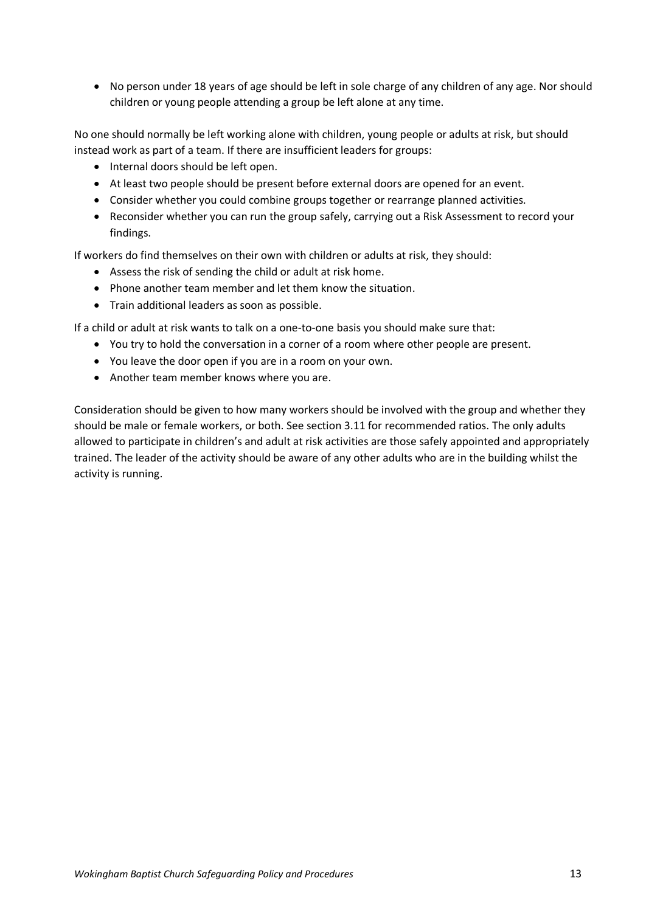- No person under 18 years of age should be left in sole charge of any children of any age. Nor should children or young people attending a group be left alone at any time.

No one should normally be left working alone with children, young people or adults at risk, but should instead work as part of a team. If there are insufficient leaders for groups:

- Internal doors should be left open.
- At least two people should be present before external doors are opened for an event.
- Consider whether you could combine groups together or rearrange planned activities.
- Reconsider whether you can run the group safely, carrying out a Risk Assessment to record your findings.

If workers do find themselves on their own with children or adults at risk, they should:

- Assess the risk of sending the child or adult at risk home.
- Phone another team member and let them know the situation.
- Train additional leaders as soon as possible.

If a child or adult at risk wants to talk on a one-to-one basis you should make sure that:

- You try to hold the conversation in a corner of a room where other people are present.
- You leave the door open if you are in a room on your own.
- Another team member knows where you are.

Consideration should be given to how many workers should be involved with the group and whether they should be male or female workers, or both. See section 3.11 for recommended ratios. The only adults allowed to participate in children's and adult at risk activities are those safely appointed and appropriately trained. The leader of the activity should be aware of any other adults who are in the building whilst the activity is running.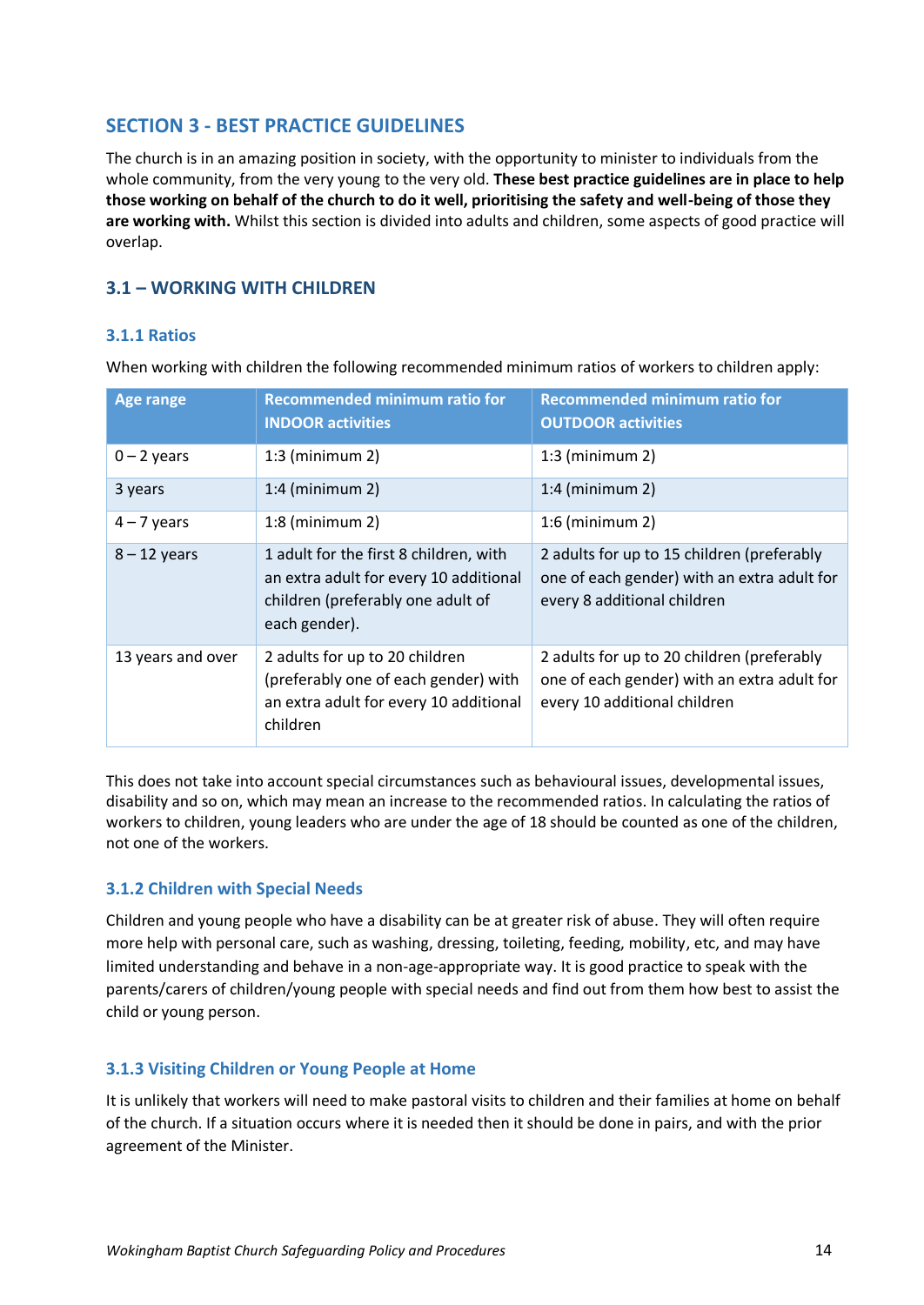## SECTION 3 - BEST PRACTICE GUIDELINES

The church is in an amazing position in society, with the opportunity to minister to individuals from the whole community, from the very young to the very old. **These best practice guidelines are in place to help those working on behalf of the church to do it well, prioritising the safety and well-being of those they are working with.** Whilst this section is divided into adults and children, some aspects of good practice will overlap.

### 3.1 – WORKING WITH CHILDREN

#### 3.1.1 Ratios

When working with children the following recommended minimum ratios of workers to children apply:

| Age range | Recommended minimum ratio for INDOOR activities | Recommended minimum ratio for OUTDOOR activities |
|---|---|---|
| 0 – 2 years | 1:3 (minimum 2) | 1:3 (minimum 2) |
| 3 years | 1:4 (minimum 2) | 1:4 (minimum 2) |
| 4 – 7 years | 1:8 (minimum 2) | 1:6 (minimum 2) |
| 8 – 12 years | 1 adult for the first 8 children, with an extra adult for every 10 additional children (preferably one adult of each gender). | 2 adults for up to 15 children (preferably one of each gender) with an extra adult for every 8 additional children |
| 13 years and over | 2 adults for up to 20 children (preferably one of each gender) with an extra adult for every 10 additional children | 2 adults for up to 20 children (preferably one of each gender) with an extra adult for every 10 additional children |

This does not take into account special circumstances such as behavioural issues, developmental issues, disability and so on, which may mean an increase to the recommended ratios. In calculating the ratios of workers to children, young leaders who are under the age of 18 should be counted as one of the children, not one of the workers.

#### 3.1.2 Children with Special Needs

Children and young people who have a disability can be at greater risk of abuse. They will often require more help with personal care, such as washing, dressing, toileting, feeding, mobility, etc, and may have limited understanding and behave in a non-age-appropriate way. It is good practice to speak with the parents/carers of children/young people with special needs and find out from them how best to assist the child or young person.

#### 3.1.3 Visiting Children or Young People at Home

It is unlikely that workers will need to make pastoral visits to children and their families at home on behalf of the church. If a situation occurs where it is needed then it should be done in pairs, and with the prior agreement of the Minister.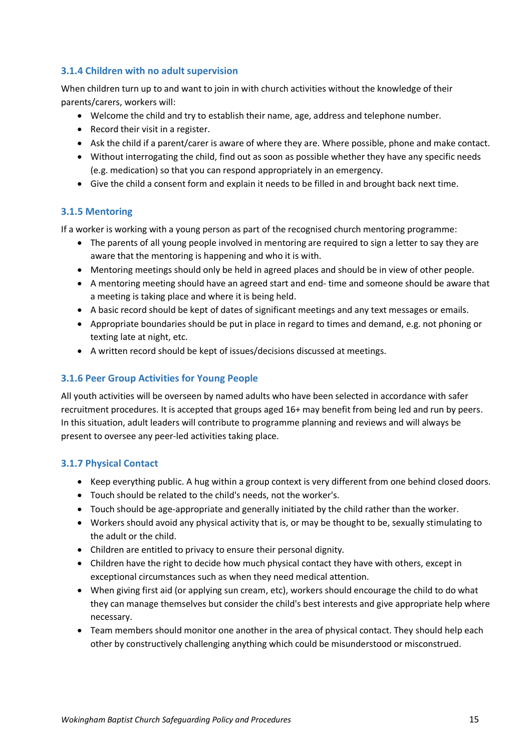### 3.1.4 Children with no adult supervision

When children turn up to and want to join in with church activities without the knowledge of their parents/carers, workers will:

- Welcome the child and try to establish their name, age, address and telephone number.
- Record their visit in a register.
- Ask the child if a parent/carer is aware of where they are. Where possible, phone and make contact.
- Without interrogating the child, find out as soon as possible whether they have any specific needs (e.g. medication) so that you can respond appropriately in an emergency.
- Give the child a consent form and explain it needs to be filled in and brought back next time.

### 3.1.5 Mentoring

If a worker is working with a young person as part of the recognised church mentoring programme:

- The parents of all young people involved in mentoring are required to sign a letter to say they are aware that the mentoring is happening and who it is with.
- Mentoring meetings should only be held in agreed places and should be in view of other people.
- A mentoring meeting should have an agreed start and end- time and someone should be aware that a meeting is taking place and where it is being held.
- A basic record should be kept of dates of significant meetings and any text messages or emails.
- Appropriate boundaries should be put in place in regard to times and demand, e.g. not phoning or texting late at night, etc.
- A written record should be kept of issues/decisions discussed at meetings.

### 3.1.6 Peer Group Activities for Young People

All youth activities will be overseen by named adults who have been selected in accordance with safer recruitment procedures. It is accepted that groups aged 16+ may benefit from being led and run by peers. In this situation, adult leaders will contribute to programme planning and reviews and will always be present to oversee any peer-led activities taking place.

### 3.1.7 Physical Contact

- Keep everything public. A hug within a group context is very different from one behind closed doors.
- Touch should be related to the child's needs, not the worker's.
- Touch should be age-appropriate and generally initiated by the child rather than the worker.
- Workers should avoid any physical activity that is, or may be thought to be, sexually stimulating to the adult or the child.
- Children are entitled to privacy to ensure their personal dignity.
- Children have the right to decide how much physical contact they have with others, except in exceptional circumstances such as when they need medical attention.
- When giving first aid (or applying sun cream, etc), workers should encourage the child to do what they can manage themselves but consider the child's best interests and give appropriate help where necessary.
- Team members should monitor one another in the area of physical contact. They should help each other by constructively challenging anything which could be misunderstood or misconstrued.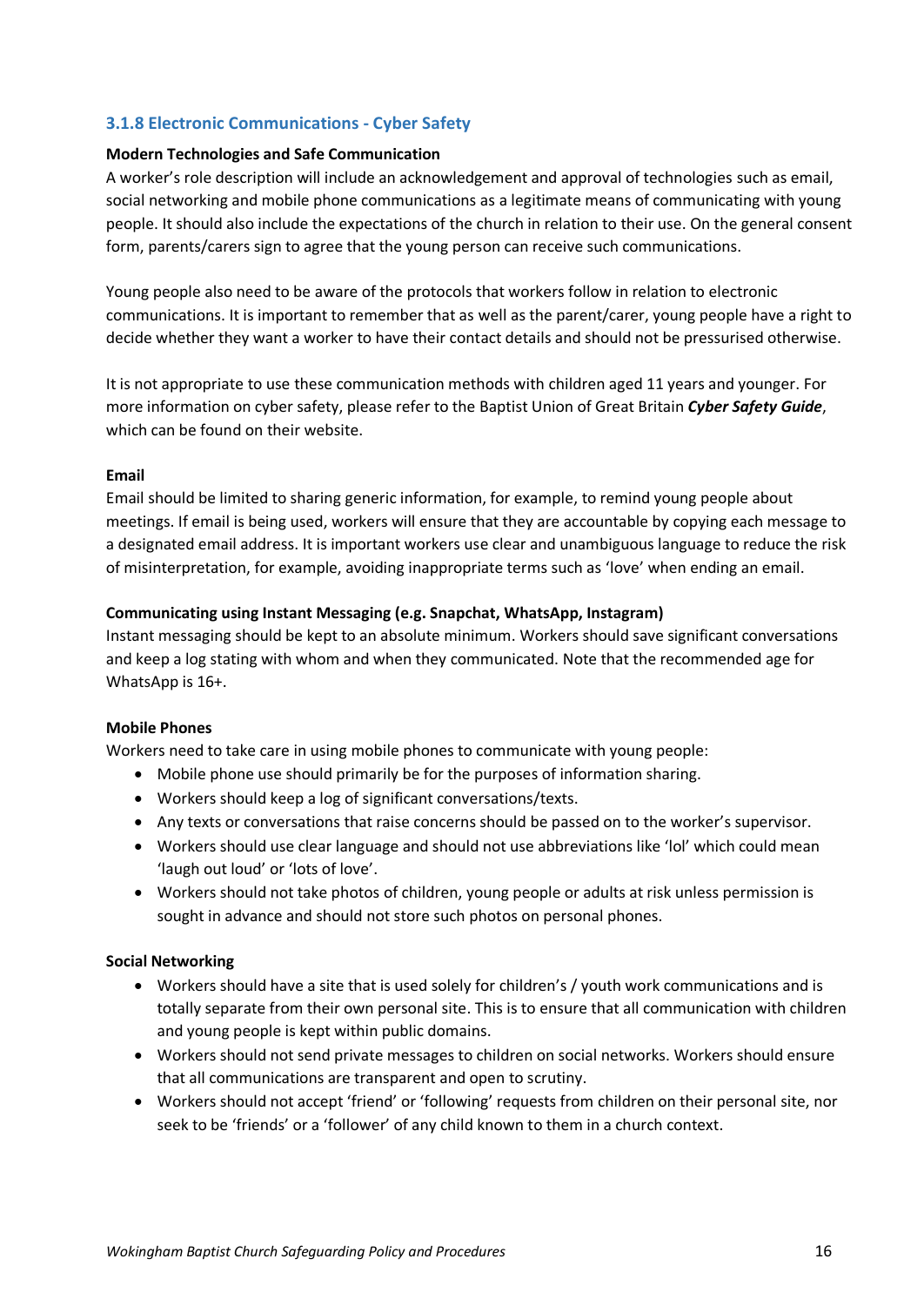### 3.1.8 Electronic Communications - Cyber Safety

**Modern Technologies and Safe Communication**

A worker's role description will include an acknowledgement and approval of technologies such as email, social networking and mobile phone communications as a legitimate means of communicating with young people. It should also include the expectations of the church in relation to their use. On the general consent form, parents/carers sign to agree that the young person can receive such communications.

Young people also need to be aware of the protocols that workers follow in relation to electronic communications. It is important to remember that as well as the parent/carer, young people have a right to decide whether they want a worker to have their contact details and should not be pressurised otherwise.

It is not appropriate to use these communication methods with children aged 11 years and younger. For more information on cyber safety, please refer to the Baptist Union of Great Britain ***Cyber Safety Guide***, which can be found on their website.

**Email**

Email should be limited to sharing generic information, for example, to remind young people about meetings. If email is being used, workers will ensure that they are accountable by copying each message to a designated email address. It is important workers use clear and unambiguous language to reduce the risk of misinterpretation, for example, avoiding inappropriate terms such as 'love' when ending an email.

**Communicating using Instant Messaging (e.g. Snapchat, WhatsApp, Instagram)**

Instant messaging should be kept to an absolute minimum. Workers should save significant conversations and keep a log stating with whom and when they communicated. Note that the recommended age for WhatsApp is 16+.

**Mobile Phones**

Workers need to take care in using mobile phones to communicate with young people:

- Mobile phone use should primarily be for the purposes of information sharing.
- Workers should keep a log of significant conversations/texts.
- Any texts or conversations that raise concerns should be passed on to the worker's supervisor.
- Workers should use clear language and should not use abbreviations like 'lol' which could mean 'laugh out loud' or 'lots of love'.
- Workers should not take photos of children, young people or adults at risk unless permission is sought in advance and should not store such photos on personal phones.

**Social Networking**

- Workers should have a site that is used solely for children's / youth work communications and is totally separate from their own personal site. This is to ensure that all communication with children and young people is kept within public domains.
- Workers should not send private messages to children on social networks. Workers should ensure that all communications are transparent and open to scrutiny.
- Workers should not accept 'friend' or 'following' requests from children on their personal site, nor seek to be 'friends' or a 'follower' of any child known to them in a church context.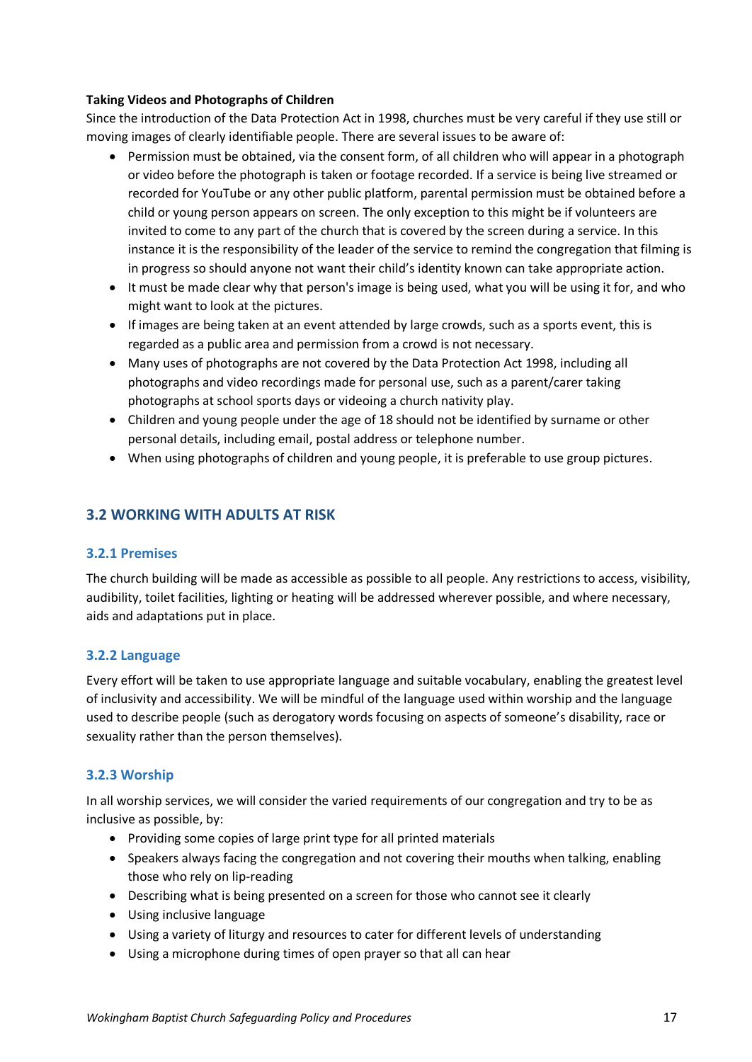**Taking Videos and Photographs of Children**

Since the introduction of the Data Protection Act in 1998, churches must be very careful if they use still or moving images of clearly identifiable people. There are several issues to be aware of:

- Permission must be obtained, via the consent form, of all children who will appear in a photograph or video before the photograph is taken or footage recorded. If a service is being live streamed or recorded for YouTube or any other public platform, parental permission must be obtained before a child or young person appears on screen. The only exception to this might be if volunteers are invited to come to any part of the church that is covered by the screen during a service. In this instance it is the responsibility of the leader of the service to remind the congregation that filming is in progress so should anyone not want their child's identity known can take appropriate action.
- It must be made clear why that person's image is being used, what you will be using it for, and who might want to look at the pictures.
- If images are being taken at an event attended by large crowds, such as a sports event, this is regarded as a public area and permission from a crowd is not necessary.
- Many uses of photographs are not covered by the Data Protection Act 1998, including all photographs and video recordings made for personal use, such as a parent/carer taking photographs at school sports days or videoing a church nativity play.
- Children and young people under the age of 18 should not be identified by surname or other personal details, including email, postal address or telephone number.
- When using photographs of children and young people, it is preferable to use group pictures.

## 3.2 WORKING WITH ADULTS AT RISK

### 3.2.1 Premises

The church building will be made as accessible as possible to all people. Any restrictions to access, visibility, audibility, toilet facilities, lighting or heating will be addressed wherever possible, and where necessary, aids and adaptations put in place.

### 3.2.2 Language

Every effort will be taken to use appropriate language and suitable vocabulary, enabling the greatest level of inclusivity and accessibility. We will be mindful of the language used within worship and the language used to describe people (such as derogatory words focusing on aspects of someone's disability, race or sexuality rather than the person themselves).

### 3.2.3 Worship

In all worship services, we will consider the varied requirements of our congregation and try to be as inclusive as possible, by:

- Providing some copies of large print type for all printed materials
- Speakers always facing the congregation and not covering their mouths when talking, enabling those who rely on lip-reading
- Describing what is being presented on a screen for those who cannot see it clearly
- Using inclusive language
- Using a variety of liturgy and resources to cater for different levels of understanding
- Using a microphone during times of open prayer so that all can hear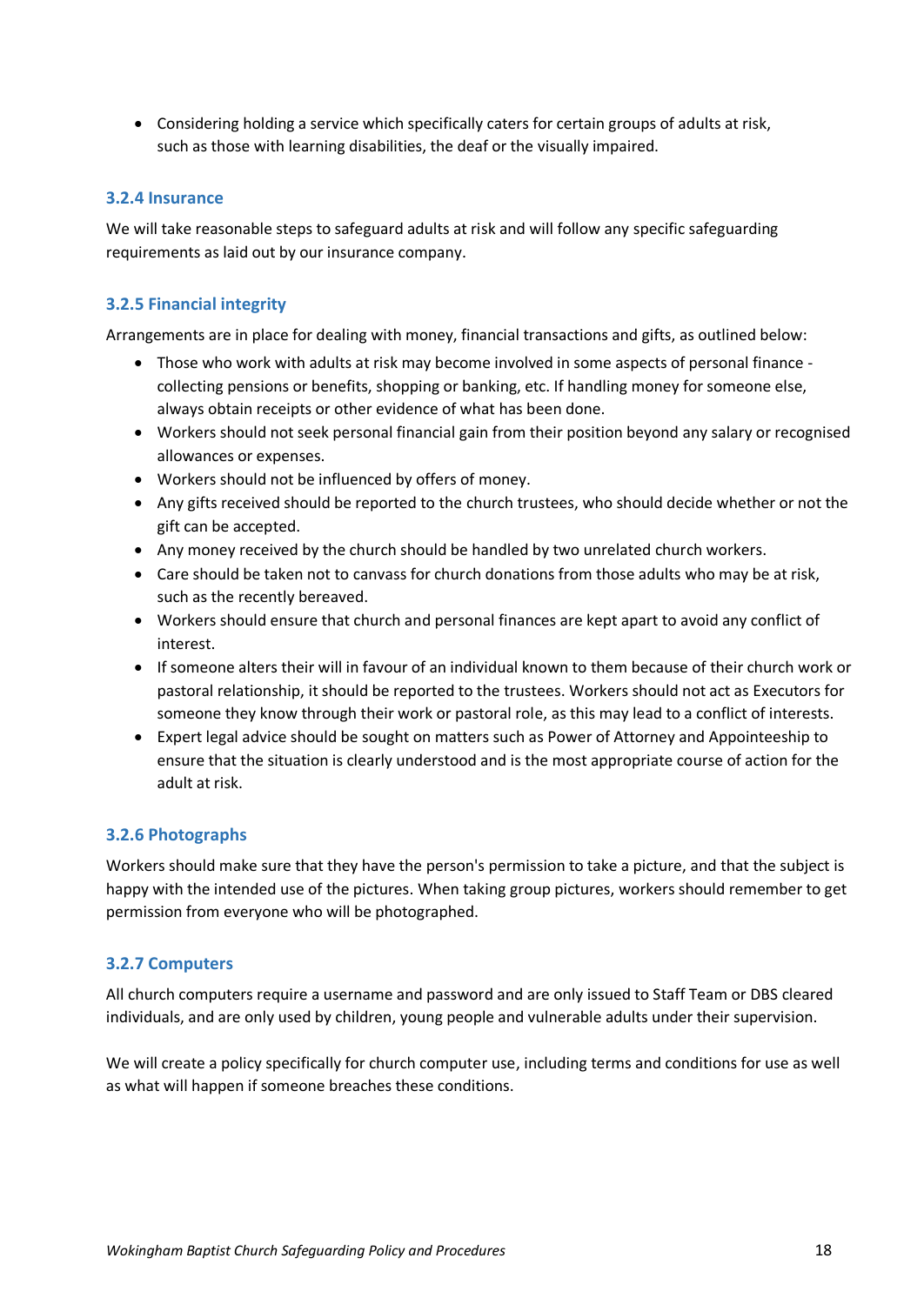- Considering holding a service which specifically caters for certain groups of adults at risk, such as those with learning disabilities, the deaf or the visually impaired.

### 3.2.4 Insurance

We will take reasonable steps to safeguard adults at risk and will follow any specific safeguarding requirements as laid out by our insurance company.

### 3.2.5 Financial integrity

Arrangements are in place for dealing with money, financial transactions and gifts, as outlined below:

- Those who work with adults at risk may become involved in some aspects of personal finance - collecting pensions or benefits, shopping or banking, etc. If handling money for someone else, always obtain receipts or other evidence of what has been done.
- Workers should not seek personal financial gain from their position beyond any salary or recognised allowances or expenses.
- Workers should not be influenced by offers of money.
- Any gifts received should be reported to the church trustees, who should decide whether or not the gift can be accepted.
- Any money received by the church should be handled by two unrelated church workers.
- Care should be taken not to canvass for church donations from those adults who may be at risk, such as the recently bereaved.
- Workers should ensure that church and personal finances are kept apart to avoid any conflict of interest.
- If someone alters their will in favour of an individual known to them because of their church work or pastoral relationship, it should be reported to the trustees. Workers should not act as Executors for someone they know through their work or pastoral role, as this may lead to a conflict of interests.
- Expert legal advice should be sought on matters such as Power of Attorney and Appointeeship to ensure that the situation is clearly understood and is the most appropriate course of action for the adult at risk.

### 3.2.6 Photographs

Workers should make sure that they have the person's permission to take a picture, and that the subject is happy with the intended use of the pictures. When taking group pictures, workers should remember to get permission from everyone who will be photographed.

### 3.2.7 Computers

All church computers require a username and password and are only issued to Staff Team or DBS cleared individuals, and are only used by children, young people and vulnerable adults under their supervision.

We will create a policy specifically for church computer use, including terms and conditions for use as well as what will happen if someone breaches these conditions.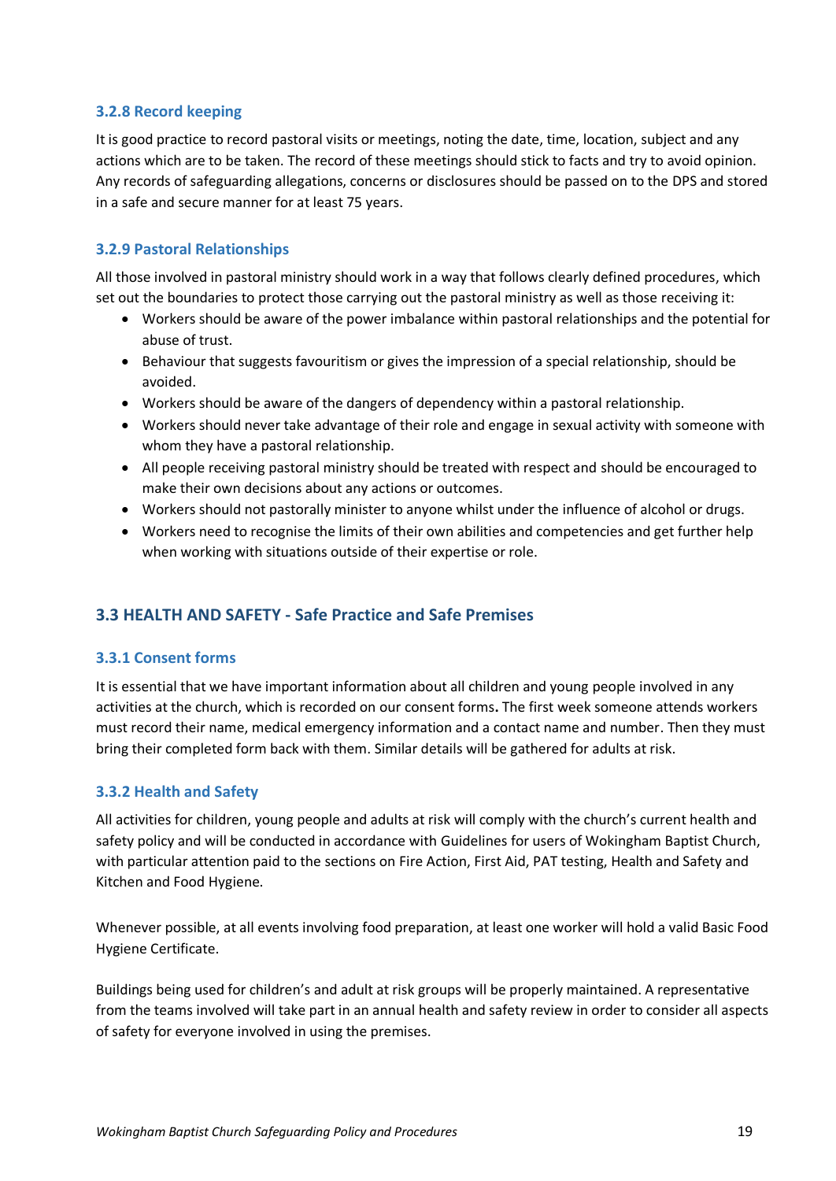### 3.2.8 Record keeping

It is good practice to record pastoral visits or meetings, noting the date, time, location, subject and any actions which are to be taken. The record of these meetings should stick to facts and try to avoid opinion. Any records of safeguarding allegations, concerns or disclosures should be passed on to the DPS and stored in a safe and secure manner for at least 75 years.

### 3.2.9 Pastoral Relationships

All those involved in pastoral ministry should work in a way that follows clearly defined procedures, which set out the boundaries to protect those carrying out the pastoral ministry as well as those receiving it:

- Workers should be aware of the power imbalance within pastoral relationships and the potential for abuse of trust.
- Behaviour that suggests favouritism or gives the impression of a special relationship, should be avoided.
- Workers should be aware of the dangers of dependency within a pastoral relationship.
- Workers should never take advantage of their role and engage in sexual activity with someone with whom they have a pastoral relationship.
- All people receiving pastoral ministry should be treated with respect and should be encouraged to make their own decisions about any actions or outcomes.
- Workers should not pastorally minister to anyone whilst under the influence of alcohol or drugs.
- Workers need to recognise the limits of their own abilities and competencies and get further help when working with situations outside of their expertise or role.

## 3.3 HEALTH AND SAFETY - Safe Practice and Safe Premises

### 3.3.1 Consent forms

It is essential that we have important information about all children and young people involved in any activities at the church, which is recorded on our consent forms**.** The first week someone attends workers must record their name, medical emergency information and a contact name and number. Then they must bring their completed form back with them. Similar details will be gathered for adults at risk.

### 3.3.2 Health and Safety

All activities for children, young people and adults at risk will comply with the church's current health and safety policy and will be conducted in accordance with Guidelines for users of Wokingham Baptist Church, with particular attention paid to the sections on Fire Action, First Aid, PAT testing, Health and Safety and Kitchen and Food Hygiene.

Whenever possible, at all events involving food preparation, at least one worker will hold a valid Basic Food Hygiene Certificate.

Buildings being used for children's and adult at risk groups will be properly maintained. A representative from the teams involved will take part in an annual health and safety review in order to consider all aspects of safety for everyone involved in using the premises.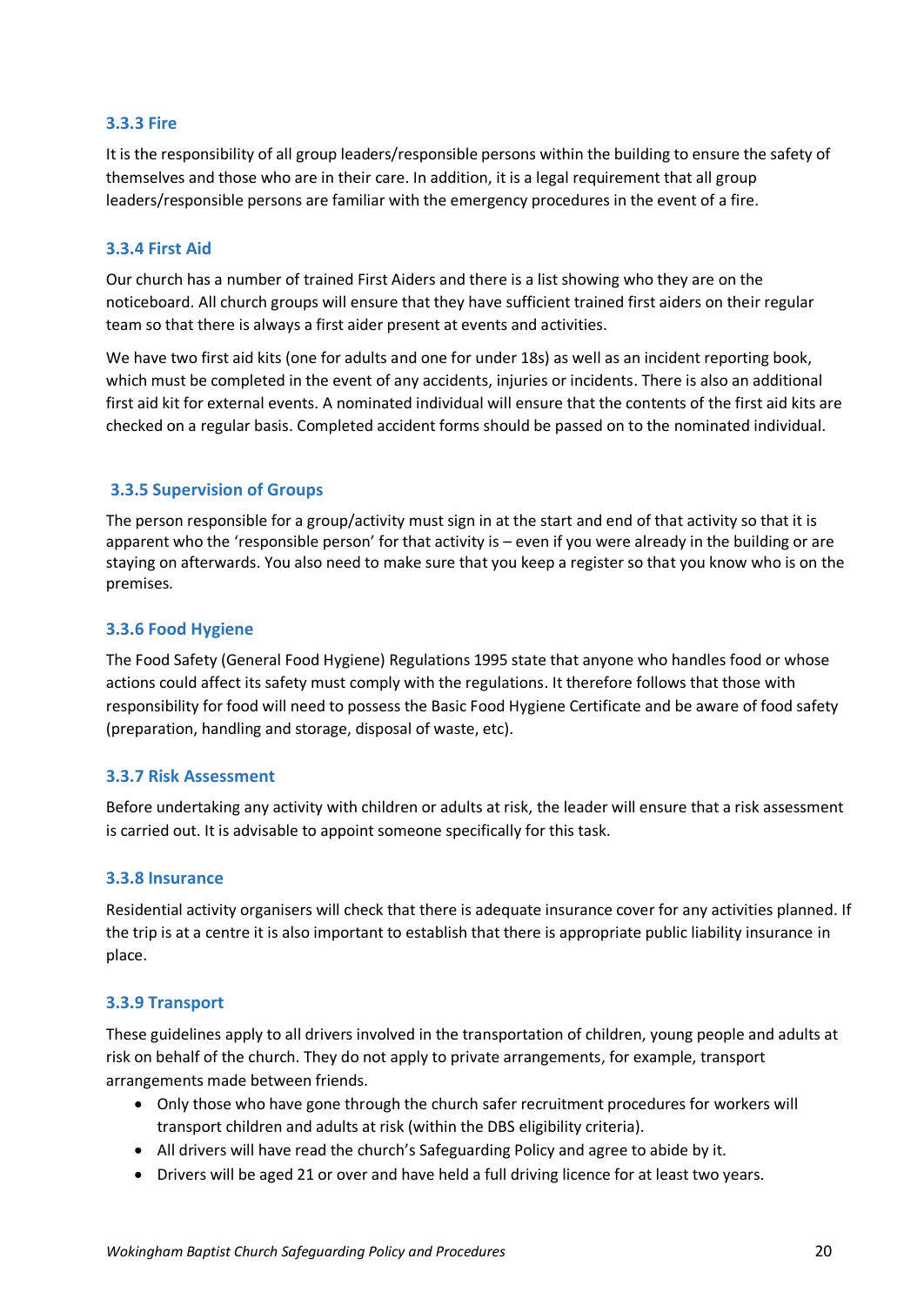### 3.3.3 Fire

It is the responsibility of all group leaders/responsible persons within the building to ensure the safety of themselves and those who are in their care. In addition, it is a legal requirement that all group leaders/responsible persons are familiar with the emergency procedures in the event of a fire.

### 3.3.4 First Aid

Our church has a number of trained First Aiders and there is a list showing who they are on the noticeboard. All church groups will ensure that they have sufficient trained first aiders on their regular team so that there is always a first aider present at events and activities.

We have two first aid kits (one for adults and one for under 18s) as well as an incident reporting book, which must be completed in the event of any accidents, injuries or incidents. There is also an additional first aid kit for external events. A nominated individual will ensure that the contents of the first aid kits are checked on a regular basis. Completed accident forms should be passed on to the nominated individual.

### 3.3.5 Supervision of Groups

The person responsible for a group/activity must sign in at the start and end of that activity so that it is apparent who the 'responsible person' for that activity is – even if you were already in the building or are staying on afterwards. You also need to make sure that you keep a register so that you know who is on the premises.

### 3.3.6 Food Hygiene

The Food Safety (General Food Hygiene) Regulations 1995 state that anyone who handles food or whose actions could affect its safety must comply with the regulations. It therefore follows that those with responsibility for food will need to possess the Basic Food Hygiene Certificate and be aware of food safety (preparation, handling and storage, disposal of waste, etc).

### 3.3.7 Risk Assessment

Before undertaking any activity with children or adults at risk, the leader will ensure that a risk assessment is carried out. It is advisable to appoint someone specifically for this task.

### 3.3.8 Insurance

Residential activity organisers will check that there is adequate insurance cover for any activities planned. If the trip is at a centre it is also important to establish that there is appropriate public liability insurance in place.

### 3.3.9 Transport

These guidelines apply to all drivers involved in the transportation of children, young people and adults at risk on behalf of the church. They do not apply to private arrangements, for example, transport arrangements made between friends.

- Only those who have gone through the church safer recruitment procedures for workers will transport children and adults at risk (within the DBS eligibility criteria).
- All drivers will have read the church's Safeguarding Policy and agree to abide by it.
- Drivers will be aged 21 or over and have held a full driving licence for at least two years.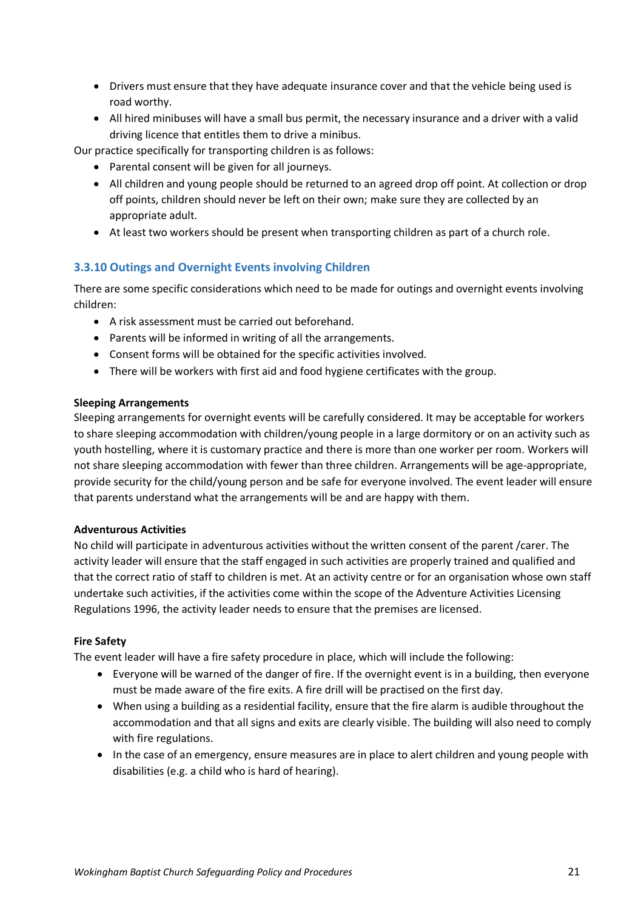- Drivers must ensure that they have adequate insurance cover and that the vehicle being used is road worthy.
- All hired minibuses will have a small bus permit, the necessary insurance and a driver with a valid driving licence that entitles them to drive a minibus.

Our practice specifically for transporting children is as follows:

- Parental consent will be given for all journeys.
- All children and young people should be returned to an agreed drop off point. At collection or drop off points, children should never be left on their own; make sure they are collected by an appropriate adult.
- At least two workers should be present when transporting children as part of a church role.

### 3.3.10 Outings and Overnight Events involving Children

There are some specific considerations which need to be made for outings and overnight events involving children:

- A risk assessment must be carried out beforehand.
- Parents will be informed in writing of all the arrangements.
- Consent forms will be obtained for the specific activities involved.
- There will be workers with first aid and food hygiene certificates with the group.

**Sleeping Arrangements**

Sleeping arrangements for overnight events will be carefully considered. It may be acceptable for workers to share sleeping accommodation with children/young people in a large dormitory or on an activity such as youth hostelling, where it is customary practice and there is more than one worker per room. Workers will not share sleeping accommodation with fewer than three children. Arrangements will be age-appropriate, provide security for the child/young person and be safe for everyone involved. The event leader will ensure that parents understand what the arrangements will be and are happy with them.

**Adventurous Activities**

No child will participate in adventurous activities without the written consent of the parent /carer. The activity leader will ensure that the staff engaged in such activities are properly trained and qualified and that the correct ratio of staff to children is met. At an activity centre or for an organisation whose own staff undertake such activities, if the activities come within the scope of the Adventure Activities Licensing Regulations 1996, the activity leader needs to ensure that the premises are licensed.

**Fire Safety**

The event leader will have a fire safety procedure in place, which will include the following:

- Everyone will be warned of the danger of fire. If the overnight event is in a building, then everyone must be made aware of the fire exits. A fire drill will be practised on the first day.
- When using a building as a residential facility, ensure that the fire alarm is audible throughout the accommodation and that all signs and exits are clearly visible. The building will also need to comply with fire regulations.
- In the case of an emergency, ensure measures are in place to alert children and young people with disabilities (e.g. a child who is hard of hearing).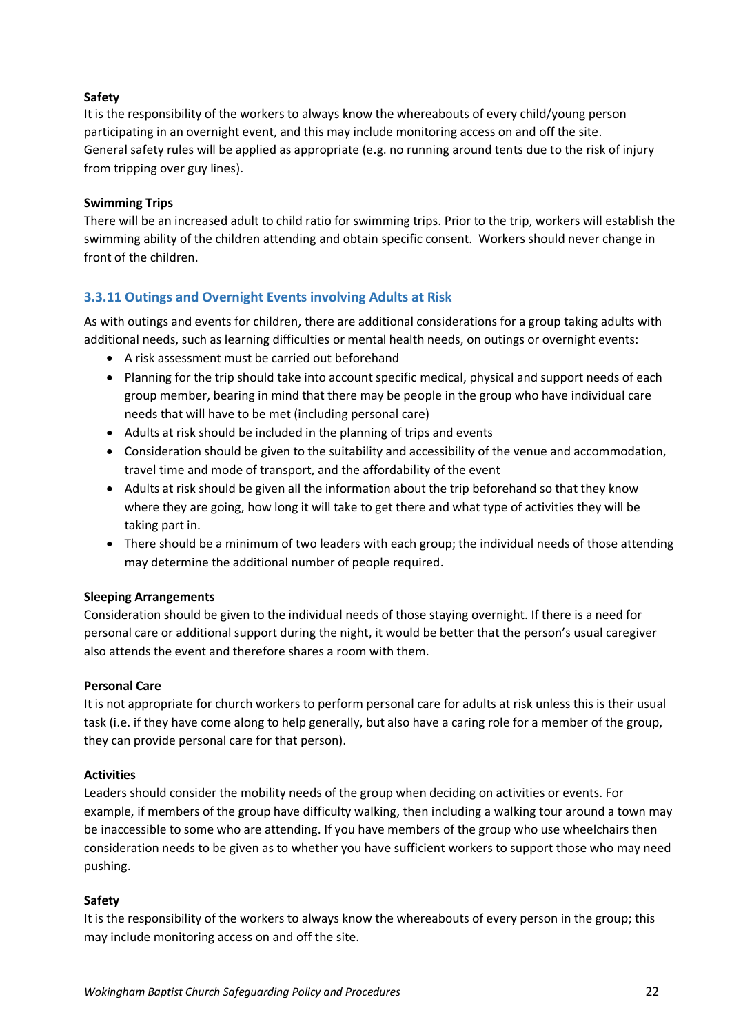**Safety**

It is the responsibility of the workers to always know the whereabouts of every child/young person participating in an overnight event, and this may include monitoring access on and off the site. General safety rules will be applied as appropriate (e.g. no running around tents due to the risk of injury from tripping over guy lines).

**Swimming Trips**

There will be an increased adult to child ratio for swimming trips. Prior to the trip, workers will establish the swimming ability of the children attending and obtain specific consent. Workers should never change in front of the children.

### 3.3.11 Outings and Overnight Events involving Adults at Risk

As with outings and events for children, there are additional considerations for a group taking adults with additional needs, such as learning difficulties or mental health needs, on outings or overnight events:

- A risk assessment must be carried out beforehand
- Planning for the trip should take into account specific medical, physical and support needs of each group member, bearing in mind that there may be people in the group who have individual care needs that will have to be met (including personal care)
- Adults at risk should be included in the planning of trips and events
- Consideration should be given to the suitability and accessibility of the venue and accommodation, travel time and mode of transport, and the affordability of the event
- Adults at risk should be given all the information about the trip beforehand so that they know where they are going, how long it will take to get there and what type of activities they will be taking part in.
- There should be a minimum of two leaders with each group; the individual needs of those attending may determine the additional number of people required.

**Sleeping Arrangements**

Consideration should be given to the individual needs of those staying overnight. If there is a need for personal care or additional support during the night, it would be better that the person's usual caregiver also attends the event and therefore shares a room with them.

**Personal Care**

It is not appropriate for church workers to perform personal care for adults at risk unless this is their usual task (i.e. if they have come along to help generally, but also have a caring role for a member of the group, they can provide personal care for that person).

**Activities**

Leaders should consider the mobility needs of the group when deciding on activities or events. For example, if members of the group have difficulty walking, then including a walking tour around a town may be inaccessible to some who are attending. If you have members of the group who use wheelchairs then consideration needs to be given as to whether you have sufficient workers to support those who may need pushing.

**Safety**

It is the responsibility of the workers to always know the whereabouts of every person in the group; this may include monitoring access on and off the site.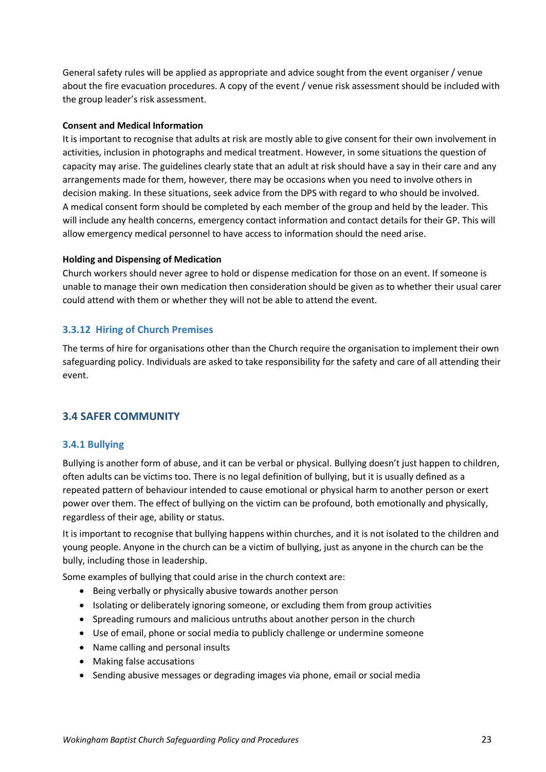General safety rules will be applied as appropriate and advice sought from the event organiser / venue about the fire evacuation procedures. A copy of the event / venue risk assessment should be included with the group leader's risk assessment.

**Consent and Medical Information**

It is important to recognise that adults at risk are mostly able to give consent for their own involvement in activities, inclusion in photographs and medical treatment. However, in some situations the question of capacity may arise. The guidelines clearly state that an adult at risk should have a say in their care and any arrangements made for them, however, there may be occasions when you need to involve others in decision making. In these situations, seek advice from the DPS with regard to who should be involved. A medical consent form should be completed by each member of the group and held by the leader. This will include any health concerns, emergency contact information and contact details for their GP. This will allow emergency medical personnel to have access to information should the need arise.

**Holding and Dispensing of Medication**

Church workers should never agree to hold or dispense medication for those on an event. If someone is unable to manage their own medication then consideration should be given as to whether their usual carer could attend with them or whether they will not be able to attend the event.

### 3.3.12 Hiring of Church Premises

The terms of hire for organisations other than the Church require the organisation to implement their own safeguarding policy. Individuals are asked to take responsibility for the safety and care of all attending their event.

## 3.4 SAFER COMMUNITY

### 3.4.1 Bullying

Bullying is another form of abuse, and it can be verbal or physical. Bullying doesn't just happen to children, often adults can be victims too. There is no legal definition of bullying, but it is usually defined as a repeated pattern of behaviour intended to cause emotional or physical harm to another person or exert power over them. The effect of bullying on the victim can be profound, both emotionally and physically, regardless of their age, ability or status.

It is important to recognise that bullying happens within churches, and it is not isolated to the children and young people. Anyone in the church can be a victim of bullying, just as anyone in the church can be the bully, including those in leadership.

Some examples of bullying that could arise in the church context are:

- Being verbally or physically abusive towards another person
- Isolating or deliberately ignoring someone, or excluding them from group activities
- Spreading rumours and malicious untruths about another person in the church
- Use of email, phone or social media to publicly challenge or undermine someone
- Name calling and personal insults
- Making false accusations
- Sending abusive messages or degrading images via phone, email or social media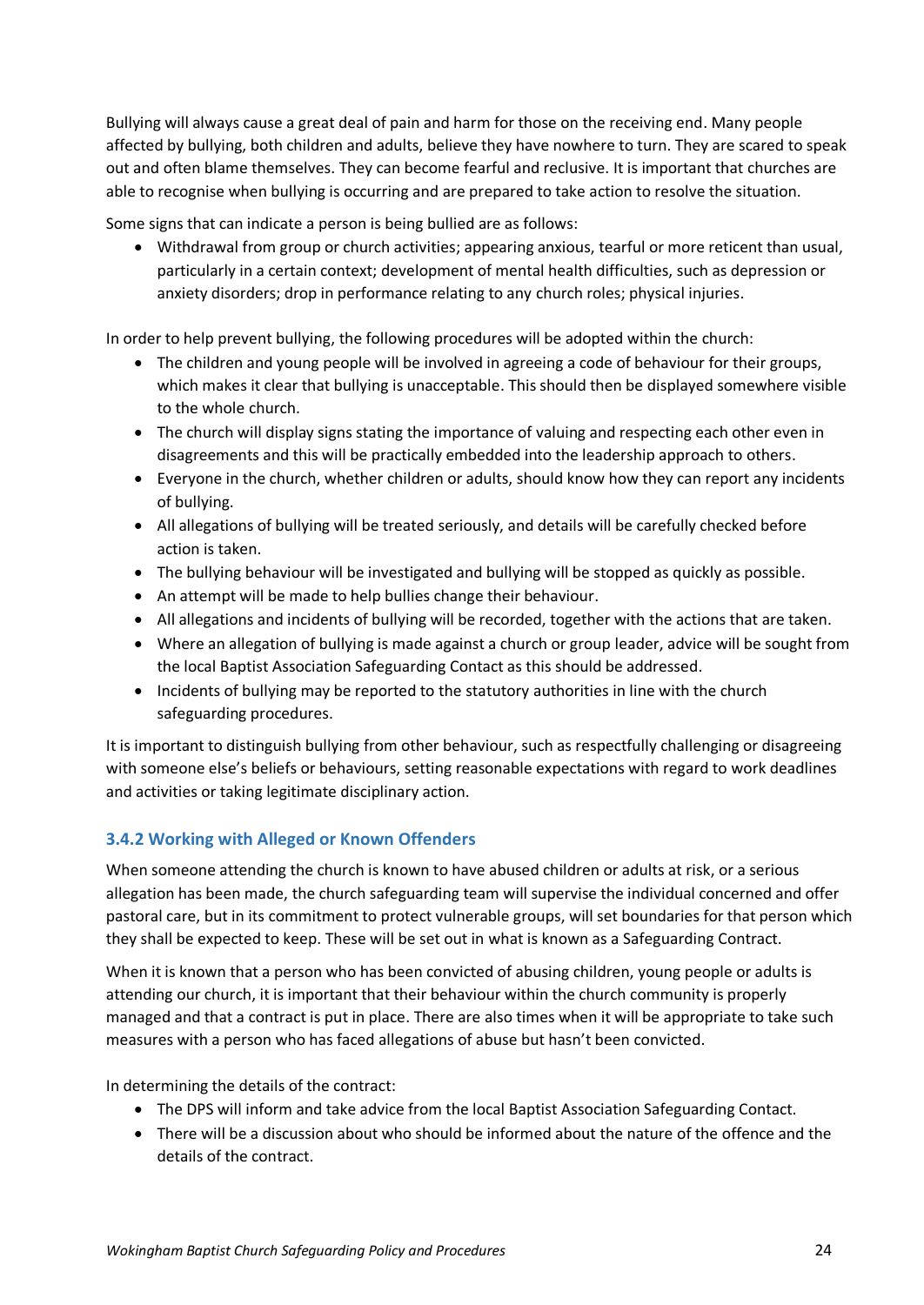Bullying will always cause a great deal of pain and harm for those on the receiving end. Many people affected by bullying, both children and adults, believe they have nowhere to turn. They are scared to speak out and often blame themselves. They can become fearful and reclusive. It is important that churches are able to recognise when bullying is occurring and are prepared to take action to resolve the situation.

Some signs that can indicate a person is being bullied are as follows:

- Withdrawal from group or church activities; appearing anxious, tearful or more reticent than usual, particularly in a certain context; development of mental health difficulties, such as depression or anxiety disorders; drop in performance relating to any church roles; physical injuries.

In order to help prevent bullying, the following procedures will be adopted within the church:

- The children and young people will be involved in agreeing a code of behaviour for their groups, which makes it clear that bullying is unacceptable. This should then be displayed somewhere visible to the whole church.
- The church will display signs stating the importance of valuing and respecting each other even in disagreements and this will be practically embedded into the leadership approach to others.
- Everyone in the church, whether children or adults, should know how they can report any incidents of bullying.
- All allegations of bullying will be treated seriously, and details will be carefully checked before action is taken.
- The bullying behaviour will be investigated and bullying will be stopped as quickly as possible.
- An attempt will be made to help bullies change their behaviour.
- All allegations and incidents of bullying will be recorded, together with the actions that are taken.
- Where an allegation of bullying is made against a church or group leader, advice will be sought from the local Baptist Association Safeguarding Contact as this should be addressed.
- Incidents of bullying may be reported to the statutory authorities in line with the church safeguarding procedures.

It is important to distinguish bullying from other behaviour, such as respectfully challenging or disagreeing with someone else's beliefs or behaviours, setting reasonable expectations with regard to work deadlines and activities or taking legitimate disciplinary action.

### 3.4.2 Working with Alleged or Known Offenders

When someone attending the church is known to have abused children or adults at risk, or a serious allegation has been made, the church safeguarding team will supervise the individual concerned and offer pastoral care, but in its commitment to protect vulnerable groups, will set boundaries for that person which they shall be expected to keep. These will be set out in what is known as a Safeguarding Contract.

When it is known that a person who has been convicted of abusing children, young people or adults is attending our church, it is important that their behaviour within the church community is properly managed and that a contract is put in place. There are also times when it will be appropriate to take such measures with a person who has faced allegations of abuse but hasn't been convicted.

In determining the details of the contract:

- The DPS will inform and take advice from the local Baptist Association Safeguarding Contact.
- There will be a discussion about who should be informed about the nature of the offence and the details of the contract.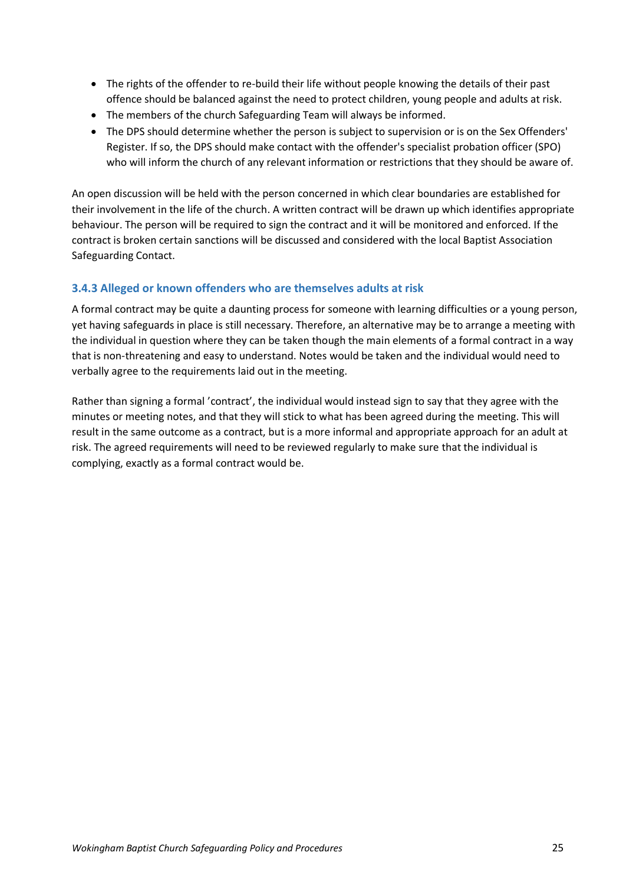- The rights of the offender to re-build their life without people knowing the details of their past offence should be balanced against the need to protect children, young people and adults at risk.
- The members of the church Safeguarding Team will always be informed.
- The DPS should determine whether the person is subject to supervision or is on the Sex Offenders' Register. If so, the DPS should make contact with the offender's specialist probation officer (SPO) who will inform the church of any relevant information or restrictions that they should be aware of.

An open discussion will be held with the person concerned in which clear boundaries are established for their involvement in the life of the church. A written contract will be drawn up which identifies appropriate behaviour. The person will be required to sign the contract and it will be monitored and enforced. If the contract is broken certain sanctions will be discussed and considered with the local Baptist Association Safeguarding Contact.

### 3.4.3 Alleged or known offenders who are themselves adults at risk

A formal contract may be quite a daunting process for someone with learning difficulties or a young person, yet having safeguards in place is still necessary. Therefore, an alternative may be to arrange a meeting with the individual in question where they can be taken though the main elements of a formal contract in a way that is non-threatening and easy to understand. Notes would be taken and the individual would need to verbally agree to the requirements laid out in the meeting.

Rather than signing a formal 'contract', the individual would instead sign to say that they agree with the minutes or meeting notes, and that they will stick to what has been agreed during the meeting. This will result in the same outcome as a contract, but is a more informal and appropriate approach for an adult at risk. The agreed requirements will need to be reviewed regularly to make sure that the individual is complying, exactly as a formal contract would be.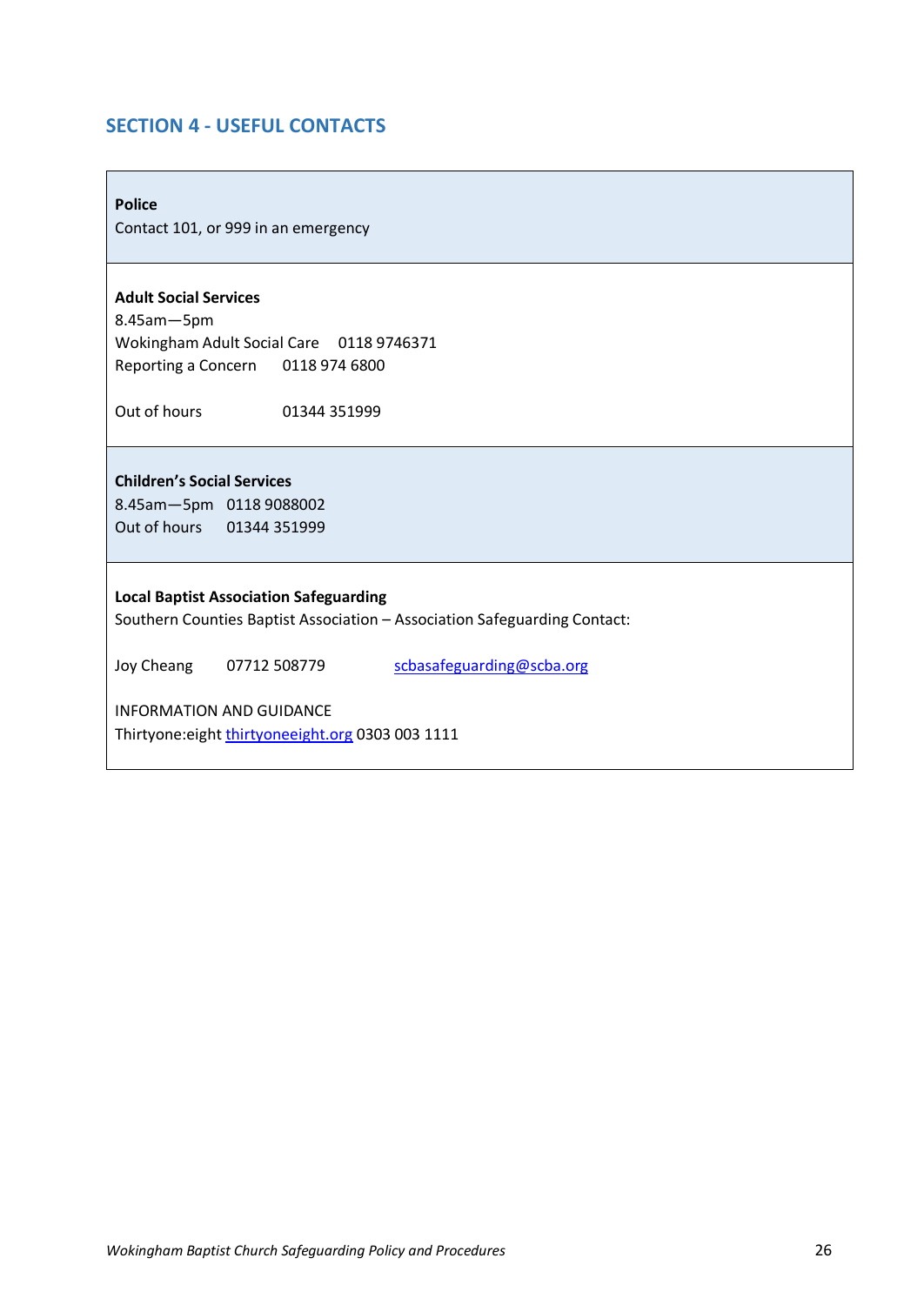## SECTION 4 - USEFUL CONTACTS

**Police**
Contact 101, or 999 in an emergency

**Adult Social Services**
8.45am—5pm
Wokingham Adult Social Care 0118 9746371
Reporting a Concern 0118 974 6800

Out of hours 01344 351999

**Children's Social Services**
8.45am—5pm 0118 9088002
Out of hours 01344 351999

**Local Baptist Association Safeguarding**
Southern Counties Baptist Association – Association Safeguarding Contact:

Joy Cheang 07712 508779 scbasafeguarding@scba.org

INFORMATION AND GUIDANCE
Thirtyone:eight thirtyoneeight.org 0303 003 1111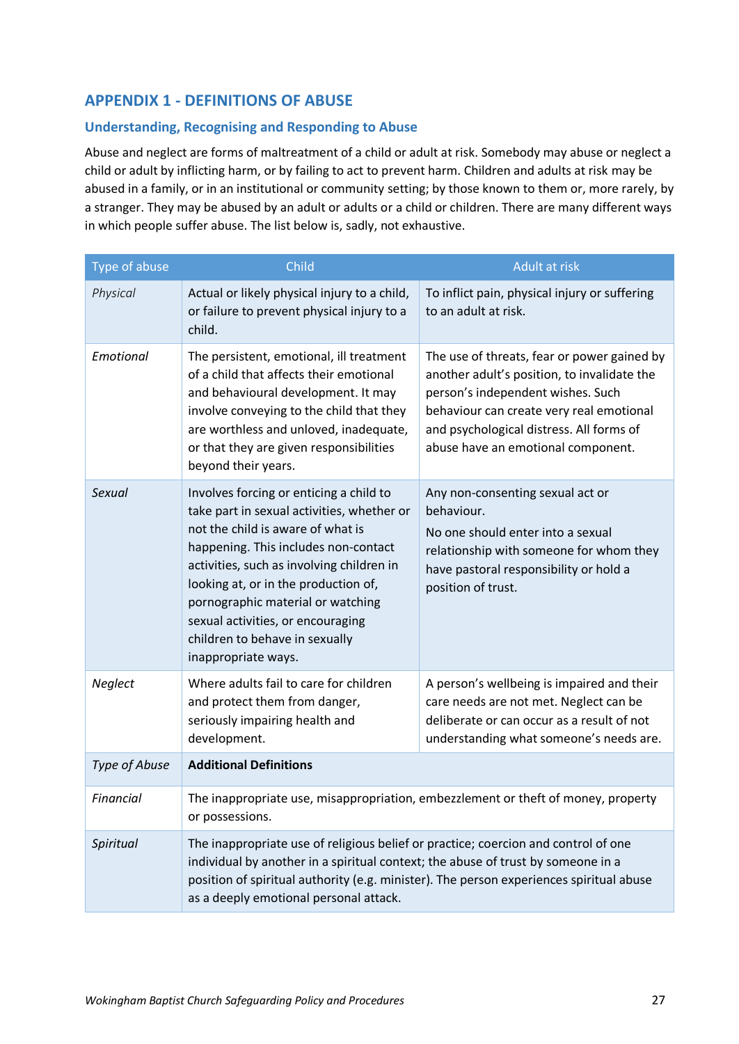## APPENDIX 1 - DEFINITIONS OF ABUSE

### Understanding, Recognising and Responding to Abuse

Abuse and neglect are forms of maltreatment of a child or adult at risk. Somebody may abuse or neglect a child or adult by inflicting harm, or by failing to act to prevent harm. Children and adults at risk may be abused in a family, or in an institutional or community setting; by those known to them or, more rarely, by a stranger. They may be abused by an adult or adults or a child or children. There are many different ways in which people suffer abuse. The list below is, sadly, not exhaustive.

| Type of abuse | Child | Adult at risk |
| --- | --- | --- |
| *Physical* | Actual or likely physical injury to a child, or failure to prevent physical injury to a child. | To inflict pain, physical injury or suffering to an adult at risk. |
| *Emotional* | The persistent, emotional, ill treatment of a child that affects their emotional and behavioural development. It may involve conveying to the child that they are worthless and unloved, inadequate, or that they are given responsibilities beyond their years. | The use of threats, fear or power gained by another adult's position, to invalidate the person's independent wishes. Such behaviour can create very real emotional and psychological distress. All forms of abuse have an emotional component. |
| *Sexual* | Involves forcing or enticing a child to take part in sexual activities, whether or not the child is aware of what is happening. This includes non-contact activities, such as involving children in looking at, or in the production of, pornographic material or watching sexual activities, or encouraging children to behave in sexually inappropriate ways. | Any non-consenting sexual act or behaviour.<br>No one should enter into a sexual relationship with someone for whom they have pastoral responsibility or hold a position of trust. |
| *Neglect* | Where adults fail to care for children and protect them from danger, seriously impairing health and development. | A person's wellbeing is impaired and their care needs are not met. Neglect can be deliberate or can occur as a result of not understanding what someone's needs are. |
| *Type of Abuse* | **Additional Definitions** | |
| *Financial* | The inappropriate use, misappropriation, embezzlement or theft of money, property or possessions. | |
| *Spiritual* | The inappropriate use of religious belief or practice; coercion and control of one individual by another in a spiritual context; the abuse of trust by someone in a position of spiritual authority (e.g. minister). The person experiences spiritual abuse as a deeply emotional personal attack. | |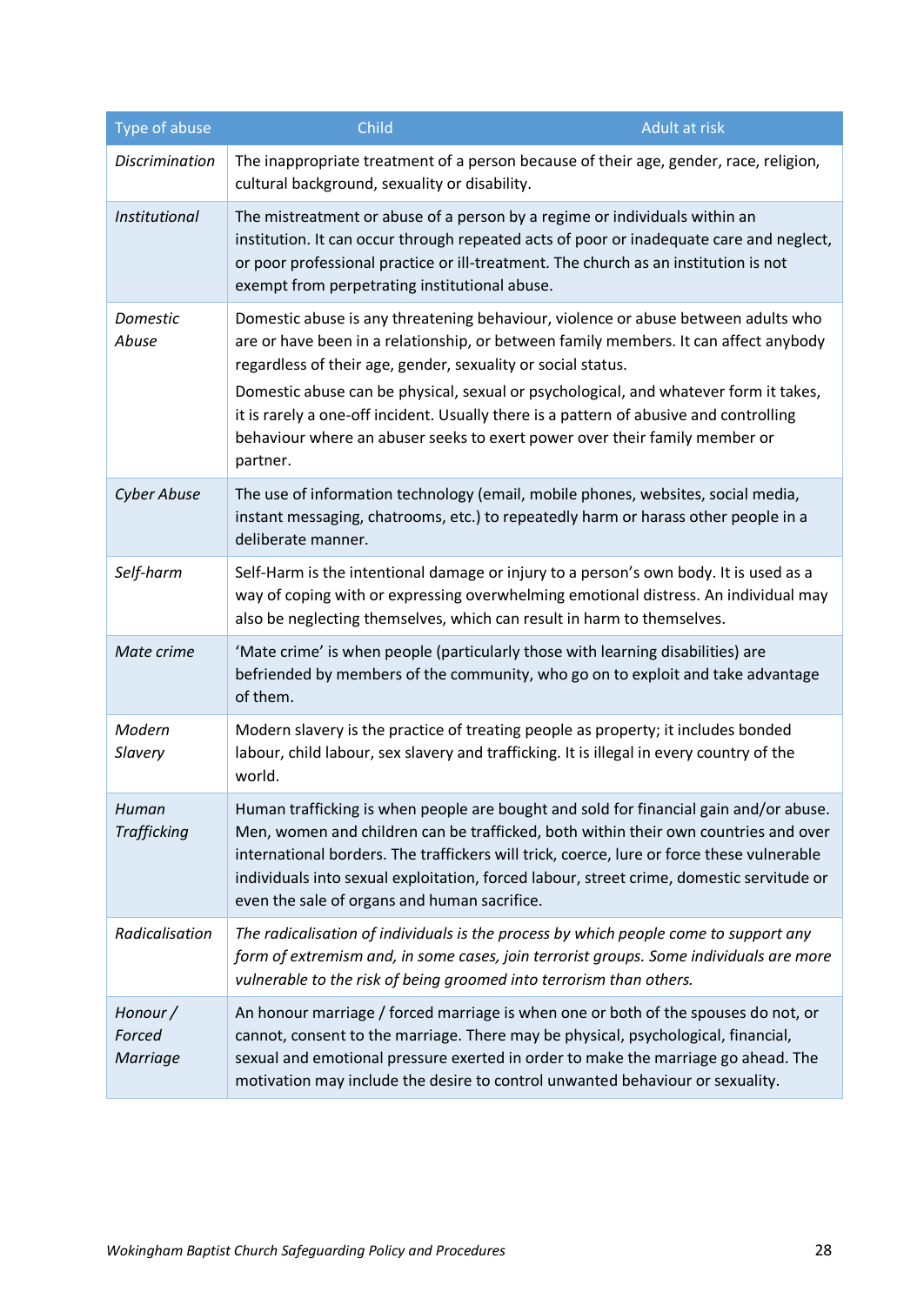| Type of abuse | Child | Adult at risk |
|---|---|---|
| *Discrimination* | The inappropriate treatment of a person because of their age, gender, race, religion, cultural background, sexuality or disability. | |
| *Institutional* | The mistreatment or abuse of a person by a regime or individuals within an institution. It can occur through repeated acts of poor or inadequate care and neglect, or poor professional practice or ill-treatment. The church as an institution is not exempt from perpetrating institutional abuse. | |
| *Domestic Abuse* | Domestic abuse is any threatening behaviour, violence or abuse between adults who are or have been in a relationship, or between family members. It can affect anybody regardless of their age, gender, sexuality or social status.<br>Domestic abuse can be physical, sexual or psychological, and whatever form it takes, it is rarely a one-off incident. Usually there is a pattern of abusive and controlling behaviour where an abuser seeks to exert power over their family member or partner. | |
| *Cyber Abuse* | The use of information technology (email, mobile phones, websites, social media, instant messaging, chatrooms, etc.) to repeatedly harm or harass other people in a deliberate manner. | |
| *Self-harm* | Self-Harm is the intentional damage or injury to a person's own body. It is used as a way of coping with or expressing overwhelming emotional distress. An individual may also be neglecting themselves, which can result in harm to themselves. | |
| *Mate crime* | 'Mate crime' is when people (particularly those with learning disabilities) are befriended by members of the community, who go on to exploit and take advantage of them. | |
| *Modern Slavery* | Modern slavery is the practice of treating people as property; it includes bonded labour, child labour, sex slavery and trafficking. It is illegal in every country of the world. | |
| *Human Trafficking* | Human trafficking is when people are bought and sold for financial gain and/or abuse. Men, women and children can be trafficked, both within their own countries and over international borders. The traffickers will trick, coerce, lure or force these vulnerable individuals into sexual exploitation, forced labour, street crime, domestic servitude or even the sale of organs and human sacrifice. | |
| *Radicalisation* | *The radicalisation of individuals is the process by which people come to support any form of extremism and, in some cases, join terrorist groups. Some individuals are more vulnerable to the risk of being groomed into terrorism than others.* | |
| *Honour / Forced Marriage* | An honour marriage / forced marriage is when one or both of the spouses do not, or cannot, consent to the marriage. There may be physical, psychological, financial, sexual and emotional pressure exerted in order to make the marriage go ahead. The motivation may include the desire to control unwanted behaviour or sexuality. | |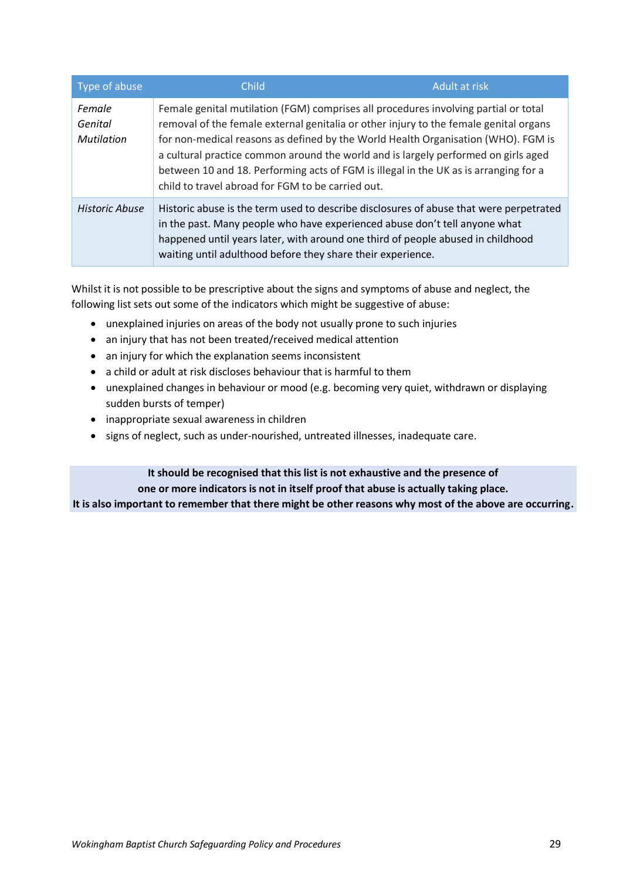| Type of abuse | Child | Adult at risk |
|---|---|---|
| *Female Genital Mutilation* | Female genital mutilation (FGM) comprises all procedures involving partial or total removal of the female external genitalia or other injury to the female genital organs for non-medical reasons as defined by the World Health Organisation (WHO). FGM is a cultural practice common around the world and is largely performed on girls aged between 10 and 18. Performing acts of FGM is illegal in the UK as is arranging for a child to travel abroad for FGM to be carried out. | |
| *Historic Abuse* | Historic abuse is the term used to describe disclosures of abuse that were perpetrated in the past. Many people who have experienced abuse don't tell anyone what happened until years later, with around one third of people abused in childhood waiting until adulthood before they share their experience. | |

Whilst it is not possible to be prescriptive about the signs and symptoms of abuse and neglect, the following list sets out some of the indicators which might be suggestive of abuse:

- unexplained injuries on areas of the body not usually prone to such injuries
- an injury that has not been treated/received medical attention
- an injury for which the explanation seems inconsistent
- a child or adult at risk discloses behaviour that is harmful to them
- unexplained changes in behaviour or mood (e.g. becoming very quiet, withdrawn or displaying sudden bursts of temper)
- inappropriate sexual awareness in children
- signs of neglect, such as under-nourished, untreated illnesses, inadequate care.

**It should be recognised that this list is not exhaustive and the presence of one or more indicators is not in itself proof that abuse is actually taking place. It is also important to remember that there might be other reasons why most of the above are occurring.**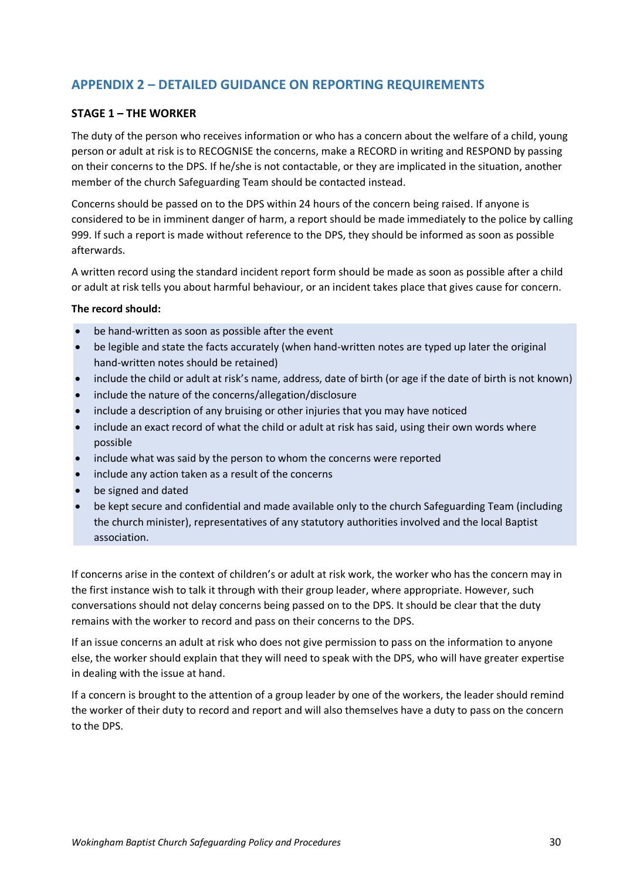## APPENDIX 2 – DETAILED GUIDANCE ON REPORTING REQUIREMENTS

### STAGE 1 – THE WORKER

The duty of the person who receives information or who has a concern about the welfare of a child, young person or adult at risk is to RECOGNISE the concerns, make a RECORD in writing and RESPOND by passing on their concerns to the DPS. If he/she is not contactable, or they are implicated in the situation, another member of the church Safeguarding Team should be contacted instead.

Concerns should be passed on to the DPS within 24 hours of the concern being raised. If anyone is considered to be in imminent danger of harm, a report should be made immediately to the police by calling 999. If such a report is made without reference to the DPS, they should be informed as soon as possible afterwards.

A written record using the standard incident report form should be made as soon as possible after a child or adult at risk tells you about harmful behaviour, or an incident takes place that gives cause for concern.

**The record should:**

- be hand-written as soon as possible after the event
- be legible and state the facts accurately (when hand-written notes are typed up later the original hand-written notes should be retained)
- include the child or adult at risk's name, address, date of birth (or age if the date of birth is not known)
- include the nature of the concerns/allegation/disclosure
- include a description of any bruising or other injuries that you may have noticed
- include an exact record of what the child or adult at risk has said, using their own words where possible
- include what was said by the person to whom the concerns were reported
- include any action taken as a result of the concerns
- be signed and dated
- be kept secure and confidential and made available only to the church Safeguarding Team (including the church minister), representatives of any statutory authorities involved and the local Baptist association.

If concerns arise in the context of children's or adult at risk work, the worker who has the concern may in the first instance wish to talk it through with their group leader, where appropriate. However, such conversations should not delay concerns being passed on to the DPS. It should be clear that the duty remains with the worker to record and pass on their concerns to the DPS.

If an issue concerns an adult at risk who does not give permission to pass on the information to anyone else, the worker should explain that they will need to speak with the DPS, who will have greater expertise in dealing with the issue at hand.

If a concern is brought to the attention of a group leader by one of the workers, the leader should remind the worker of their duty to record and report and will also themselves have a duty to pass on the concern to the DPS.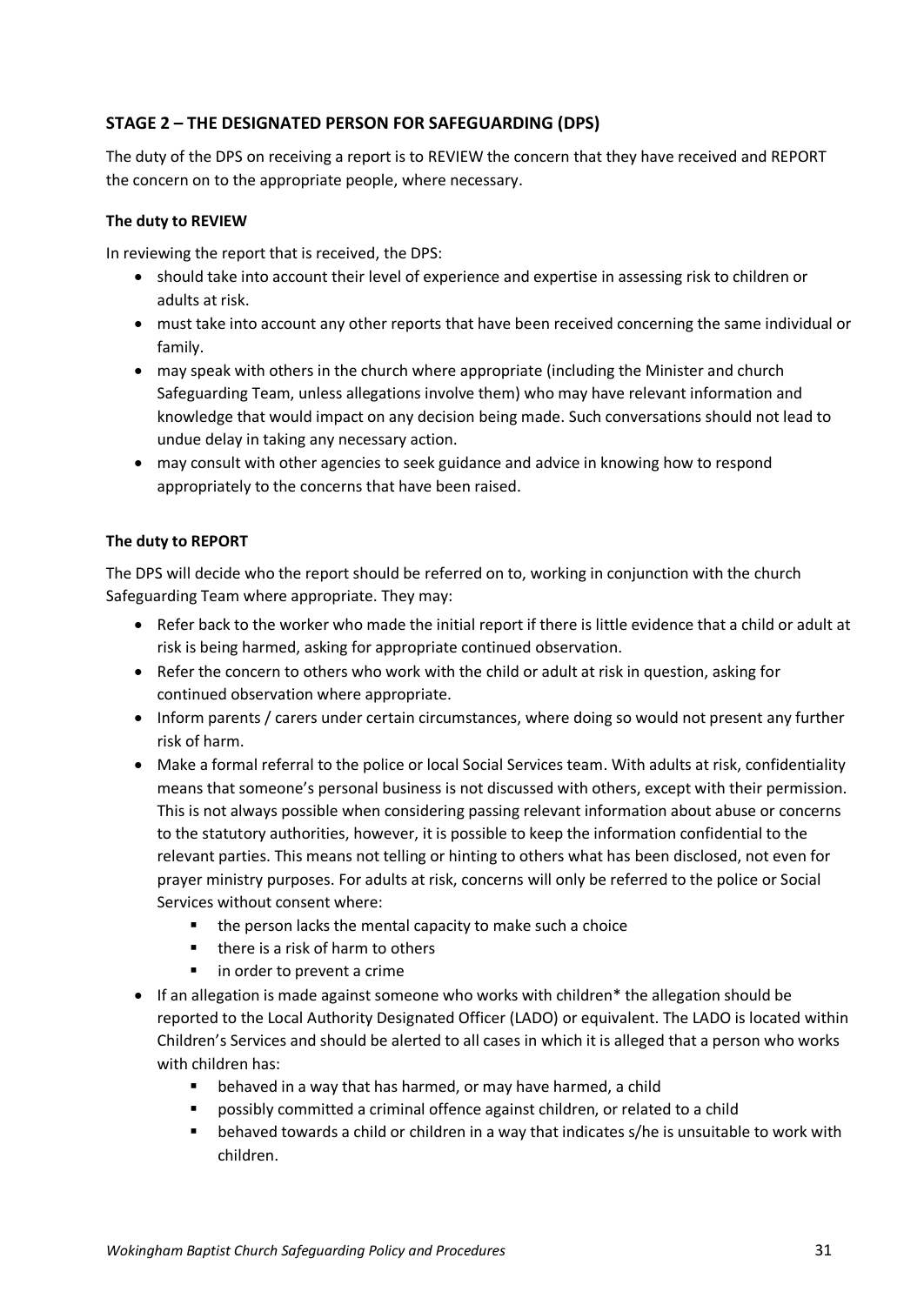## STAGE 2 – THE DESIGNATED PERSON FOR SAFEGUARDING (DPS)

The duty of the DPS on receiving a report is to REVIEW the concern that they have received and REPORT the concern on to the appropriate people, where necessary.

### The duty to REVIEW

In reviewing the report that is received, the DPS:

- should take into account their level of experience and expertise in assessing risk to children or adults at risk.
- must take into account any other reports that have been received concerning the same individual or family.
- may speak with others in the church where appropriate (including the Minister and church Safeguarding Team, unless allegations involve them) who may have relevant information and knowledge that would impact on any decision being made. Such conversations should not lead to undue delay in taking any necessary action.
- may consult with other agencies to seek guidance and advice in knowing how to respond appropriately to the concerns that have been raised.

### The duty to REPORT

The DPS will decide who the report should be referred on to, working in conjunction with the church Safeguarding Team where appropriate. They may:

- Refer back to the worker who made the initial report if there is little evidence that a child or adult at risk is being harmed, asking for appropriate continued observation.
- Refer the concern to others who work with the child or adult at risk in question, asking for continued observation where appropriate.
- Inform parents / carers under certain circumstances, where doing so would not present any further risk of harm.
- Make a formal referral to the police or local Social Services team. With adults at risk, confidentiality means that someone's personal business is not discussed with others, except with their permission. This is not always possible when considering passing relevant information about abuse or concerns to the statutory authorities, however, it is possible to keep the information confidential to the relevant parties. This means not telling or hinting to others what has been disclosed, not even for prayer ministry purposes. For adults at risk, concerns will only be referred to the police or Social Services without consent where:
    - the person lacks the mental capacity to make such a choice
    - there is a risk of harm to others
    - in order to prevent a crime
- If an allegation is made against someone who works with children* the allegation should be reported to the Local Authority Designated Officer (LADO) or equivalent. The LADO is located within Children's Services and should be alerted to all cases in which it is alleged that a person who works with children has:
    - behaved in a way that has harmed, or may have harmed, a child
    - possibly committed a criminal offence against children, or related to a child
    - behaved towards a child or children in a way that indicates s/he is unsuitable to work with children.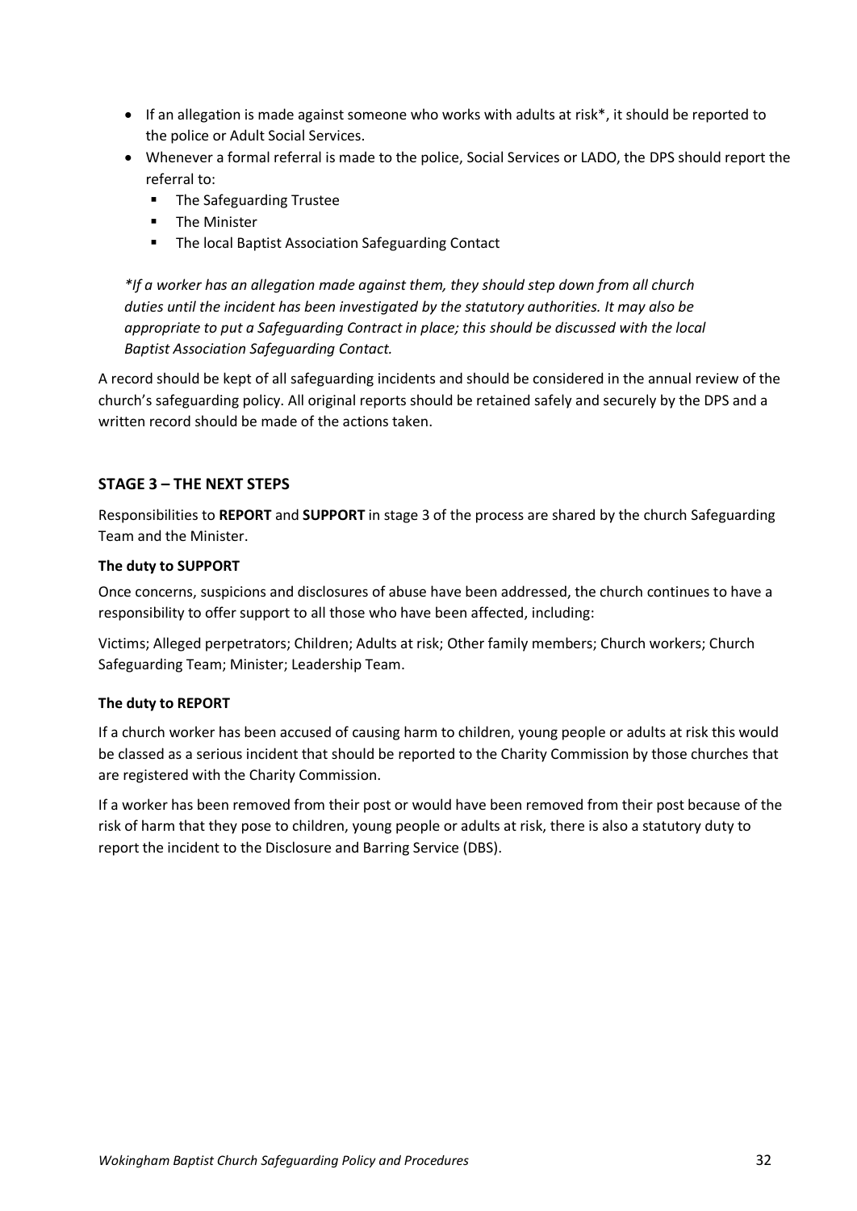- If an allegation is made against someone who works with adults at risk*, it should be reported to the police or Adult Social Services.
- Whenever a formal referral is made to the police, Social Services or LADO, the DPS should report the referral to:
  - The Safeguarding Trustee
  - The Minister
  - The local Baptist Association Safeguarding Contact

*\*If a worker has an allegation made against them, they should step down from all church duties until the incident has been investigated by the statutory authorities. It may also be appropriate to put a Safeguarding Contract in place; this should be discussed with the local Baptist Association Safeguarding Contact.*

A record should be kept of all safeguarding incidents and should be considered in the annual review of the church's safeguarding policy. All original reports should be retained safely and securely by the DPS and a written record should be made of the actions taken.

## STAGE 3 – THE NEXT STEPS

Responsibilities to **REPORT** and **SUPPORT** in stage 3 of the process are shared by the church Safeguarding Team and the Minister.

### The duty to SUPPORT

Once concerns, suspicions and disclosures of abuse have been addressed, the church continues to have a responsibility to offer support to all those who have been affected, including:

Victims; Alleged perpetrators; Children; Adults at risk; Other family members; Church workers; Church Safeguarding Team; Minister; Leadership Team.

### The duty to REPORT

If a church worker has been accused of causing harm to children, young people or adults at risk this would be classed as a serious incident that should be reported to the Charity Commission by those churches that are registered with the Charity Commission.

If a worker has been removed from their post or would have been removed from their post because of the risk of harm that they pose to children, young people or adults at risk, there is also a statutory duty to report the incident to the Disclosure and Barring Service (DBS).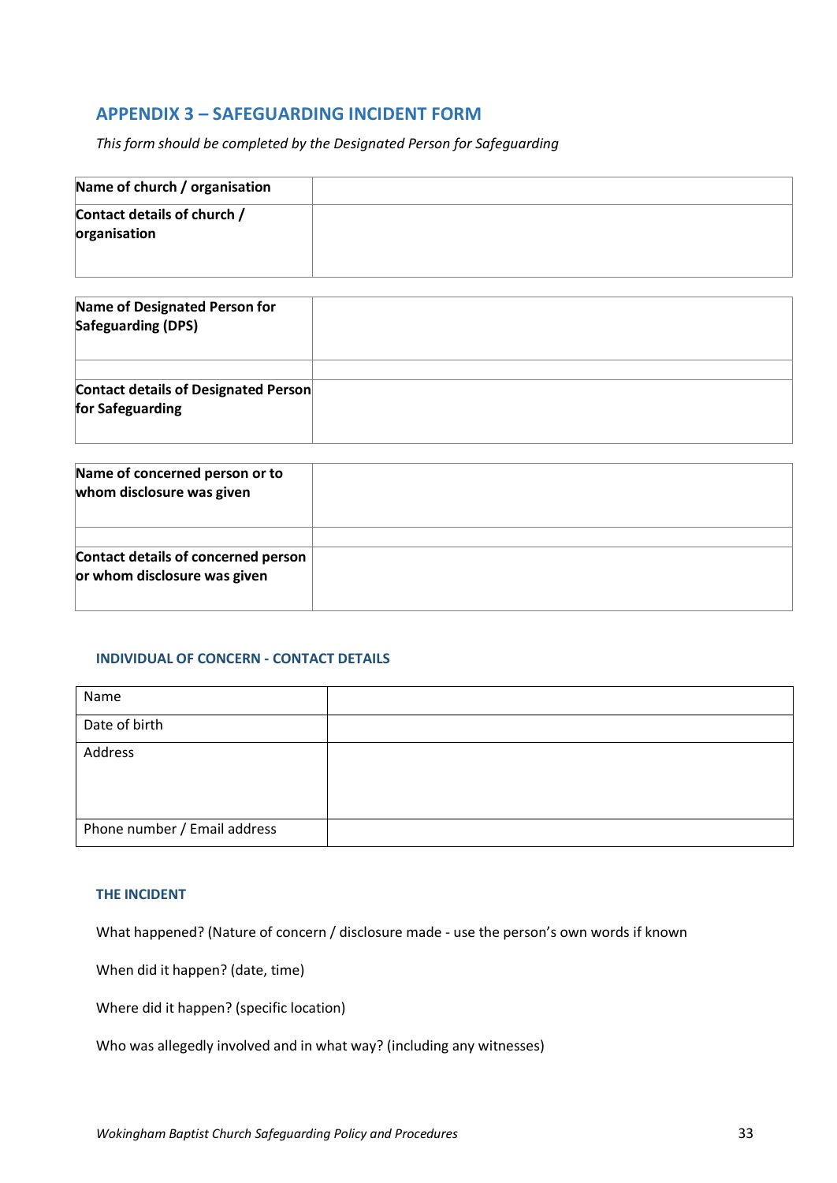## APPENDIX 3 – SAFEGUARDING INCIDENT FORM

*This form should be completed by the Designated Person for Safeguarding*

| | |
|---|---|
| **Name of church / organisation** | |
| **Contact details of church / organisation** | |

| | |
|---|---|
| **Name of Designated Person for Safeguarding (DPS)** | |
| | |
| **Contact details of Designated Person for Safeguarding** | |

| | |
|---|---|
| **Name of concerned person or to whom disclosure was given** | |
| | |
| **Contact details of concerned person or whom disclosure was given** | |

### INDIVIDUAL OF CONCERN - CONTACT DETAILS

| | |
|---|---|
| Name | |
| Date of birth | |
| Address | |
| Phone number / Email address | |

### THE INCIDENT

What happened? (Nature of concern / disclosure made - use the person's own words if known

When did it happen? (date, time)

Where did it happen? (specific location)

Who was allegedly involved and in what way? (including any witnesses)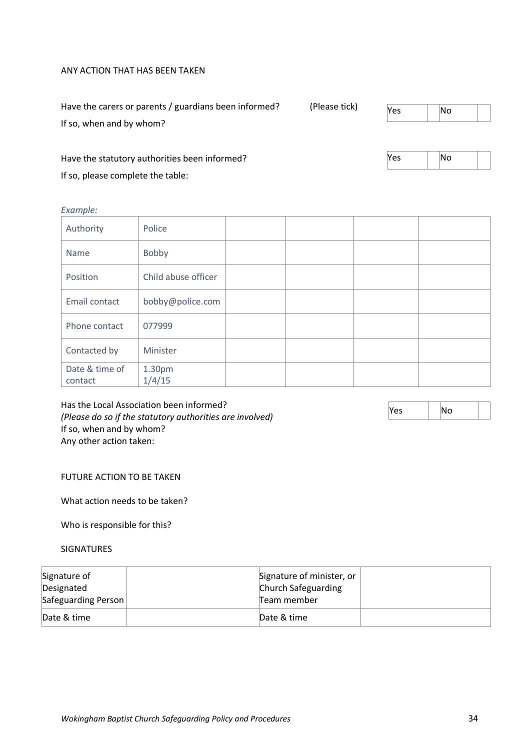ANY ACTION THAT HAS BEEN TAKEN

Have the carers or parents / guardians been informed? (Please tick)

| Yes | | No | |
|---|---|---|---|

If so, when and by whom?

Have the statutory authorities been informed?

| Yes | | No | |
|---|---|---|---|

If so, please complete the table:

*Example:*

| Authority | Police | | | | |
|---|---|---|---|---|---|
| Name | Bobby | | | | |
| Position | Child abuse officer | | | | |
| Email contact | bobby@police.com | | | | |
| Phone contact | 077999 | | | | |
| Contacted by | Minister | | | | |
| Date & time of contact | 1.30pm 1/4/15 | | | | |

Has the Local Association been informed?
*(Please do so if the statutory authorities are involved)*

| Yes | | No | |
|---|---|---|---|

If so, when and by whom?
Any other action taken:

FUTURE ACTION TO BE TAKEN

What action needs to be taken?

Who is responsible for this?

SIGNATURES

| Signature of Designated Safeguarding Person | | Signature of minister, or Church Safeguarding Team member | |
|---|---|---|---|
| Date & time | | Date & time | |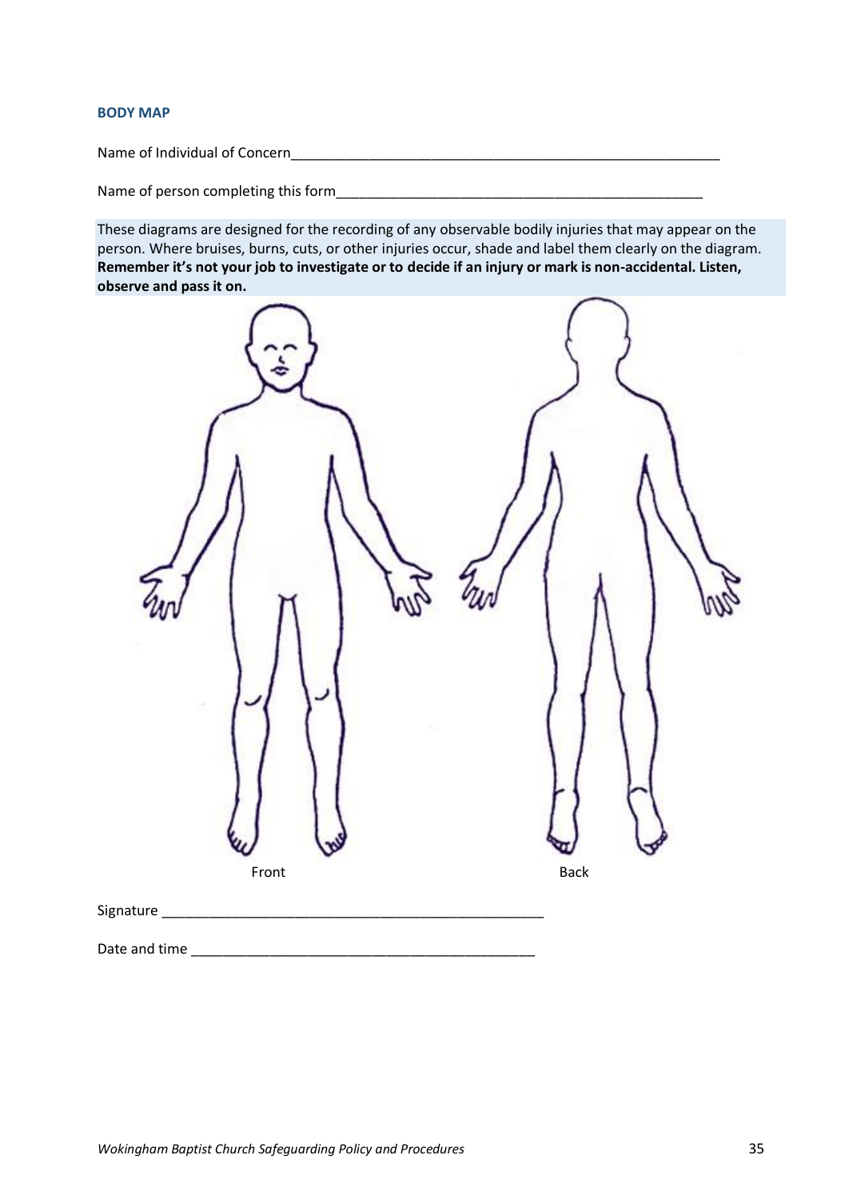## BODY MAP

Name of Individual of Concern___________________________________________________________

Name of person completing this form__________________________________________________

These diagrams are designed for the recording of any observable bodily injuries that may appear on the person. Where bruises, burns, cuts, or other injuries occur, shade and label them clearly on the diagram. **Remember it's not your job to investigate or to decide if an injury or mark is non-accidental. Listen, observe and pass it on.**

Front

Back

Signature ____________________________________________________

Date and time ______________________________________________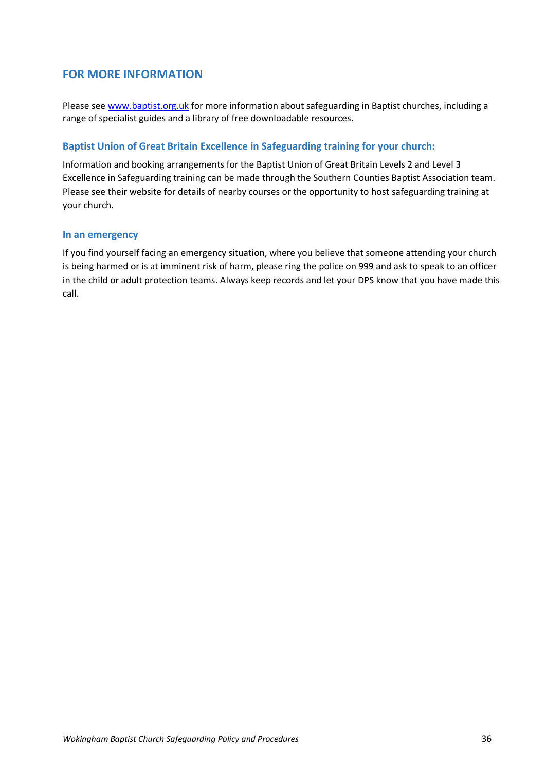## FOR MORE INFORMATION

Please see [www.baptist.org.uk](http://www.baptist.org.uk) for more information about safeguarding in Baptist churches, including a range of specialist guides and a library of free downloadable resources.

### Baptist Union of Great Britain Excellence in Safeguarding training for your church:

Information and booking arrangements for the Baptist Union of Great Britain Levels 2 and Level 3 Excellence in Safeguarding training can be made through the Southern Counties Baptist Association team. Please see their website for details of nearby courses or the opportunity to host safeguarding training at your church.

### In an emergency

If you find yourself facing an emergency situation, where you believe that someone attending your church is being harmed or is at imminent risk of harm, please ring the police on 999 and ask to speak to an officer in the child or adult protection teams. Always keep records and let your DPS know that you have made this call.